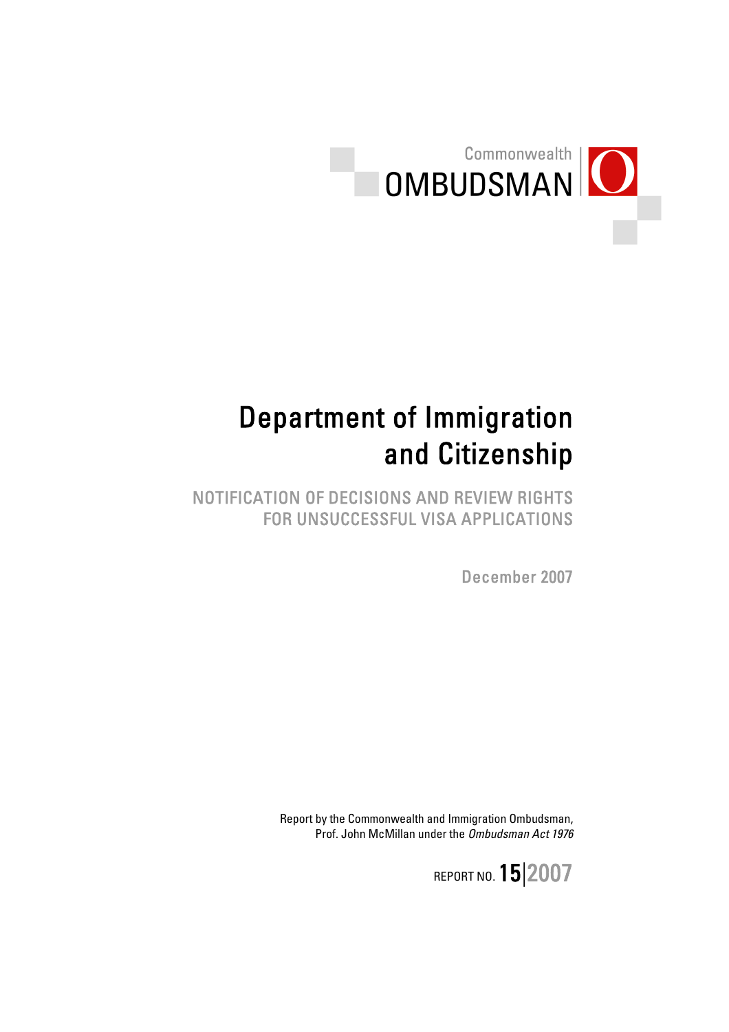Commonwealth OMBUDSMAN

# Department of Immigration and Citizenship

## NOTIFICATION OF DECISIONS AND REVIEW RIGHTS FOR UNSUCCESSFUL VISA APPLICATIONS

December 2007

Report by the Commonwealth and Immigration Ombudsman, Prof. John McMillan under the *Ombudsman Act 1976*

REPORT NO. 15|2007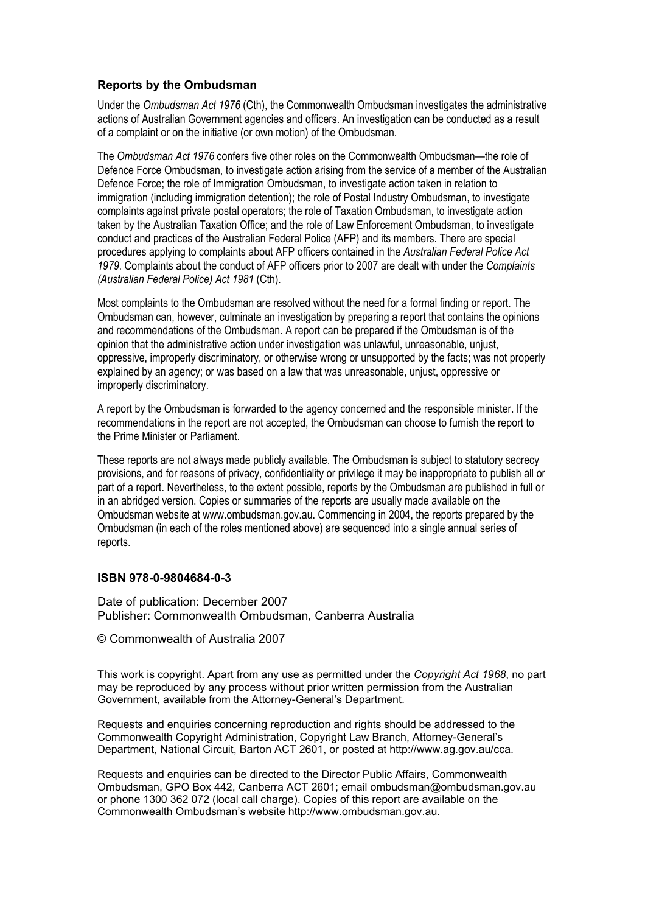### Reports by the Ombudsman

Under the *Ombudsman Act 1976* (Cth), the Commonwealth Ombudsman investigates the administrative actions of Australian Government agencies and officers. An investigation can be conducted as a result of a complaint or on the initiative (or own motion) of the Ombudsman.

The *Ombudsman Act 1976* confers five other roles on the Commonwealth Ombudsman—the role of Defence Force Ombudsman, to investigate action arising from the service of a member of the Australian Defence Force; the role of Immigration Ombudsman, to investigate action taken in relation to immigration (including immigration detention); the role of Postal Industry Ombudsman, to investigate complaints against private postal operators; the role of Taxation Ombudsman, to investigate action taken by the Australian Taxation Office; and the role of Law Enforcement Ombudsman, to investigate conduct and practices of the Australian Federal Police (AFP) and its members. There are special procedures applying to complaints about AFP officers contained in the *Australian Federal Police Act 1979*. Complaints about the conduct of AFP officers prior to 2007 are dealt with under the *Complaints (Australian Federal Police) Act 1981* (Cth).

Most complaints to the Ombudsman are resolved without the need for a formal finding or report. The Ombudsman can, however, culminate an investigation by preparing a report that contains the opinions and recommendations of the Ombudsman. A report can be prepared if the Ombudsman is of the opinion that the administrative action under investigation was unlawful, unreasonable, unjust, oppressive, improperly discriminatory, or otherwise wrong or unsupported by the facts; was not properly explained by an agency; or was based on a law that was unreasonable, unjust, oppressive or improperly discriminatory.

A report by the Ombudsman is forwarded to the agency concerned and the responsible minister. If the recommendations in the report are not accepted, the Ombudsman can choose to furnish the report to the Prime Minister or Parliament.

These reports are not always made publicly available. The Ombudsman is subject to statutory secrecy provisions, and for reasons of privacy, confidentiality or privilege it may be inappropriate to publish all or part of a report. Nevertheless, to the extent possible, reports by the Ombudsman are published in full or in an abridged version. Copies or summaries of the reports are usually made available on the Ombudsman website at www.ombudsman.gov.au. Commencing in 2004, the reports prepared by the Ombudsman (in each of the roles mentioned above) are sequenced into a single annual series of reports.

**ISBN 978-0-9804684-0-3**

Date of publication: December 2007
Publisher: Commonwealth Ombudsman, Canberra Australia

© Commonwealth of Australia 2007

This work is copyright. Apart from any use as permitted under the *Copyright Act 1968*, no part may be reproduced by any process without prior written permission from the Australian Government, available from the Attorney-General's Department.

Requests and enquiries concerning reproduction and rights should be addressed to the Commonwealth Copyright Administration, Copyright Law Branch, Attorney-General's Department, National Circuit, Barton ACT 2601, or posted at http://www.ag.gov.au/cca.

Requests and enquiries can be directed to the Director Public Affairs, Commonwealth Ombudsman, GPO Box 442, Canberra ACT 2601; email ombudsman@ombudsman.gov.au or phone 1300 362 072 (local call charge). Copies of this report are available on the Commonwealth Ombudsman's website http://www.ombudsman.gov.au.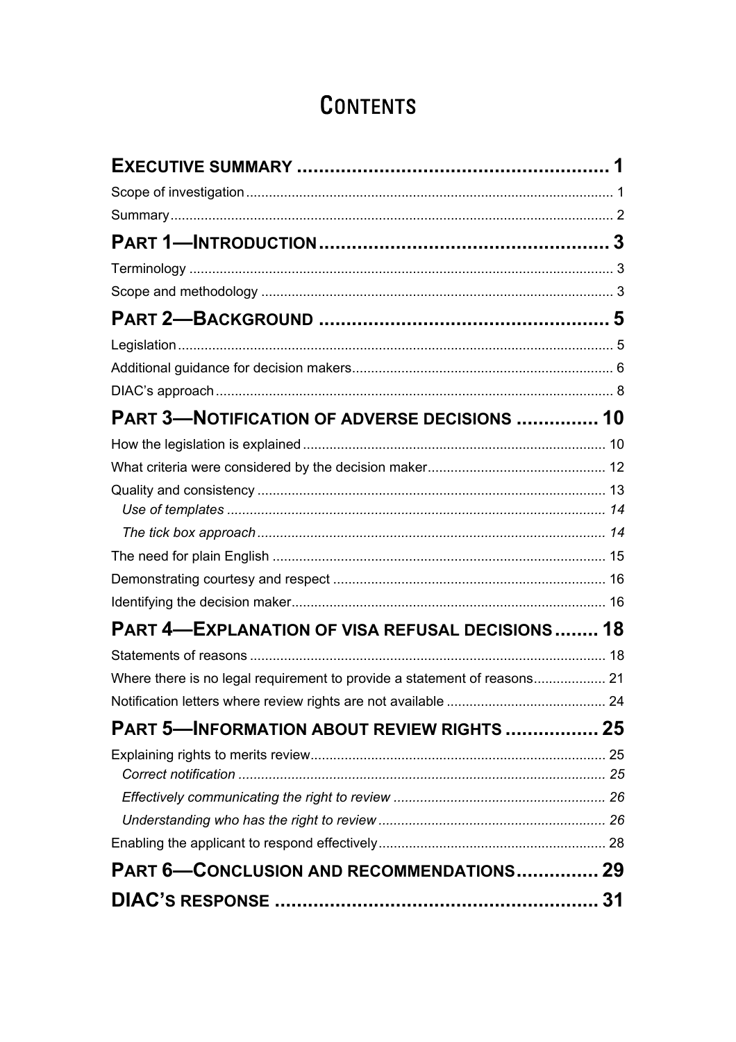# CONTENTS

**EXECUTIVE SUMMARY** ........................................................ 1

Scope of investigation ........................................................ 1

Summary ........................................................ 2

**PART 1—INTRODUCTION** ........................................................ 3

Terminology ........................................................ 3

Scope and methodology ........................................................ 3

**PART 2—BACKGROUND** ........................................................ 5

Legislation ........................................................ 5

Additional guidance for decision makers ........................................................ 6

DIAC's approach ........................................................ 8

**PART 3—NOTIFICATION OF ADVERSE DECISIONS** ............... 10

How the legislation is explained ........................................................ 10

What criteria were considered by the decision maker ........................................................ 12

Quality and consistency ........................................................ 13

*Use of templates* ........................................................ *14*

*The tick box approach* ........................................................ *14*

The need for plain English ........................................................ 15

Demonstrating courtesy and respect ........................................................ 16

Identifying the decision maker ........................................................ 16

**PART 4—EXPLANATION OF VISA REFUSAL DECISIONS** ........ 18

Statements of reasons ........................................................ 18

Where there is no legal requirement to provide a statement of reasons ................... 21

Notification letters where review rights are not available ........................................................ 24

**PART 5—INFORMATION ABOUT REVIEW RIGHTS** ................. 25

Explaining rights to merits review ........................................................ 25

*Correct notification* ........................................................ *25*

*Effectively communicating the right to review* ........................................................ *26*

*Understanding who has the right to review* ........................................................ *26*

Enabling the applicant to respond effectively ........................................................ 28

**PART 6—CONCLUSION AND RECOMMENDATIONS** ............... 29

**DIAC'S RESPONSE** ........................................................ 31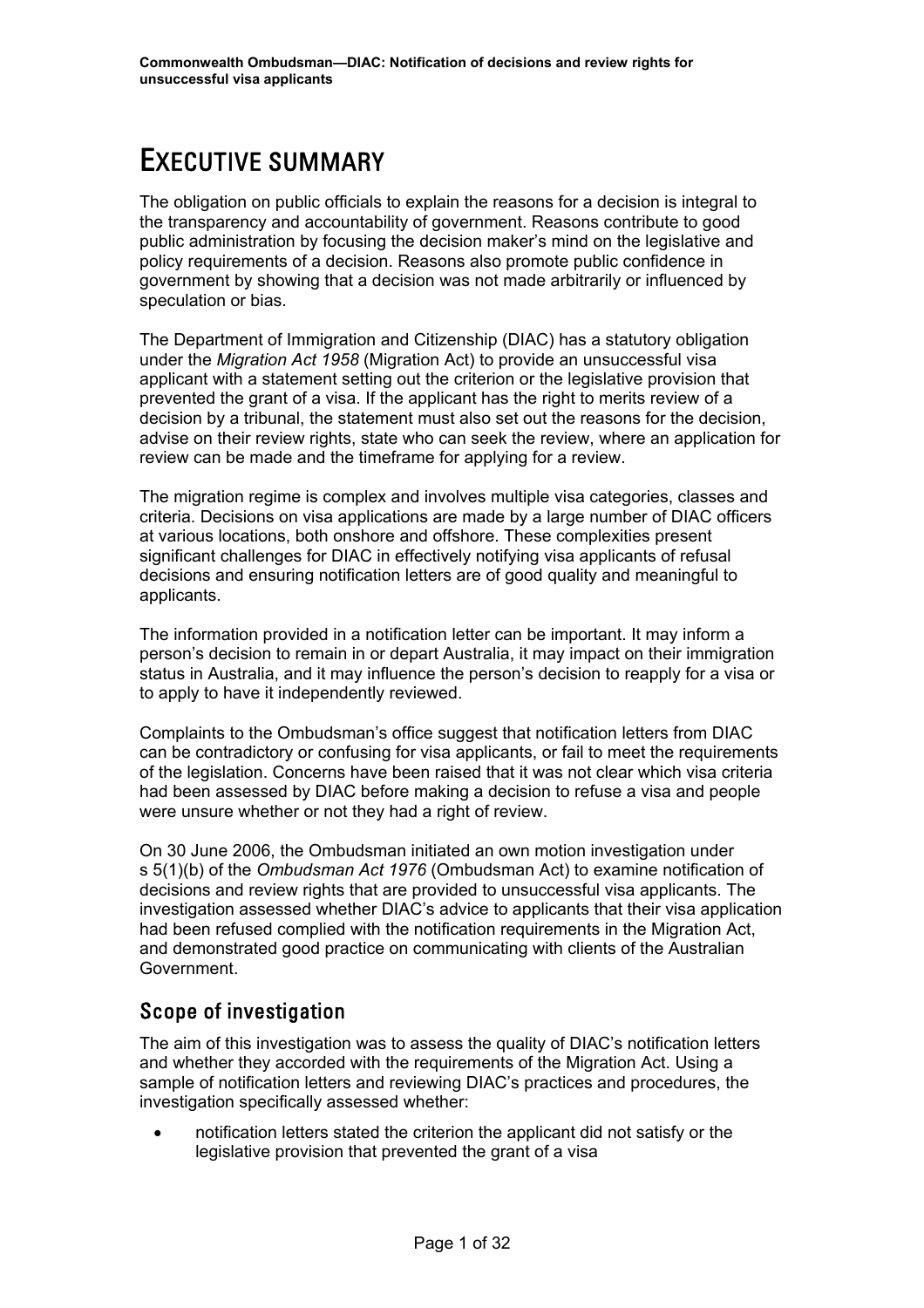# EXECUTIVE SUMMARY

The obligation on public officials to explain the reasons for a decision is integral to the transparency and accountability of government. Reasons contribute to good public administration by focusing the decision maker's mind on the legislative and policy requirements of a decision. Reasons also promote public confidence in government by showing that a decision was not made arbitrarily or influenced by speculation or bias.

The Department of Immigration and Citizenship (DIAC) has a statutory obligation under the *Migration Act 1958* (Migration Act) to provide an unsuccessful visa applicant with a statement setting out the criterion or the legislative provision that prevented the grant of a visa. If the applicant has the right to merits review of a decision by a tribunal, the statement must also set out the reasons for the decision, advise on their review rights, state who can seek the review, where an application for review can be made and the timeframe for applying for a review.

The migration regime is complex and involves multiple visa categories, classes and criteria. Decisions on visa applications are made by a large number of DIAC officers at various locations, both onshore and offshore. These complexities present significant challenges for DIAC in effectively notifying visa applicants of refusal decisions and ensuring notification letters are of good quality and meaningful to applicants.

The information provided in a notification letter can be important. It may inform a person's decision to remain in or depart Australia, it may impact on their immigration status in Australia, and it may influence the person's decision to reapply for a visa or to apply to have it independently reviewed.

Complaints to the Ombudsman's office suggest that notification letters from DIAC can be contradictory or confusing for visa applicants, or fail to meet the requirements of the legislation. Concerns have been raised that it was not clear which visa criteria had been assessed by DIAC before making a decision to refuse a visa and people were unsure whether or not they had a right of review.

On 30 June 2006, the Ombudsman initiated an own motion investigation under s 5(1)(b) of the *Ombudsman Act 1976* (Ombudsman Act) to examine notification of decisions and review rights that are provided to unsuccessful visa applicants. The investigation assessed whether DIAC's advice to applicants that their visa application had been refused complied with the notification requirements in the Migration Act, and demonstrated good practice on communicating with clients of the Australian Government.

## Scope of investigation

The aim of this investigation was to assess the quality of DIAC's notification letters and whether they accorded with the requirements of the Migration Act. Using a sample of notification letters and reviewing DIAC's practices and procedures, the investigation specifically assessed whether:

- notification letters stated the criterion the applicant did not satisfy or the legislative provision that prevented the grant of a visa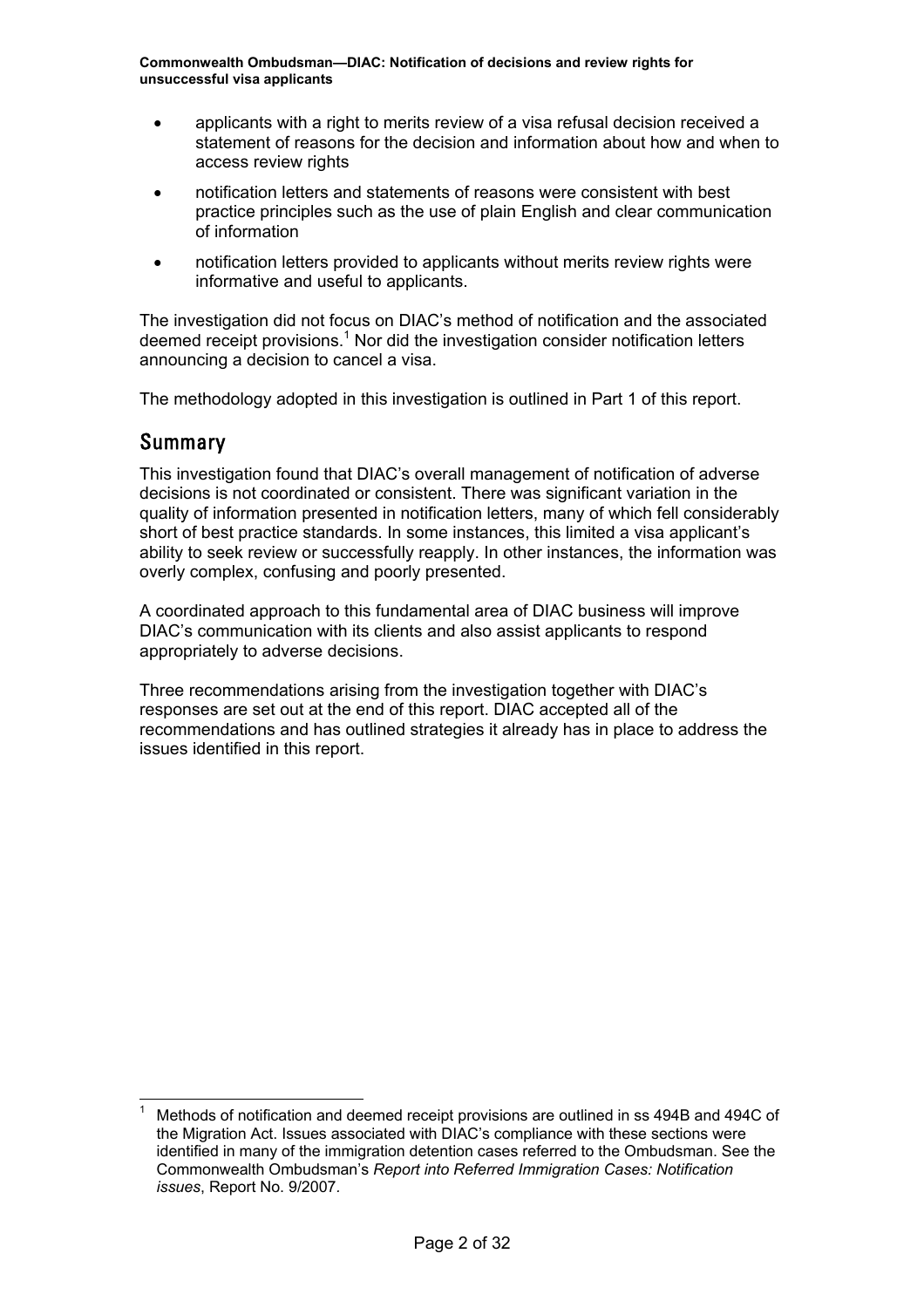- applicants with a right to merits review of a visa refusal decision received a statement of reasons for the decision and information about how and when to access review rights
- notification letters and statements of reasons were consistent with best practice principles such as the use of plain English and clear communication of information
- notification letters provided to applicants without merits review rights were informative and useful to applicants.

The investigation did not focus on DIAC's method of notification and the associated deemed receipt provisions.[1] Nor did the investigation consider notification letters announcing a decision to cancel a visa.

The methodology adopted in this investigation is outlined in Part 1 of this report.

## Summary

This investigation found that DIAC's overall management of notification of adverse decisions is not coordinated or consistent. There was significant variation in the quality of information presented in notification letters, many of which fell considerably short of best practice standards. In some instances, this limited a visa applicant's ability to seek review or successfully reapply. In other instances, the information was overly complex, confusing and poorly presented.

A coordinated approach to this fundamental area of DIAC business will improve DIAC's communication with its clients and also assist applicants to respond appropriately to adverse decisions.

Three recommendations arising from the investigation together with DIAC's responses are set out at the end of this report. DIAC accepted all of the recommendations and has outlined strategies it already has in place to address the issues identified in this report.

---

[1] Methods of notification and deemed receipt provisions are outlined in ss 494B and 494C of the Migration Act. Issues associated with DIAC's compliance with these sections were identified in many of the immigration detention cases referred to the Ombudsman. See the Commonwealth Ombudsman's *Report into Referred Immigration Cases: Notification issues*, Report No. 9/2007.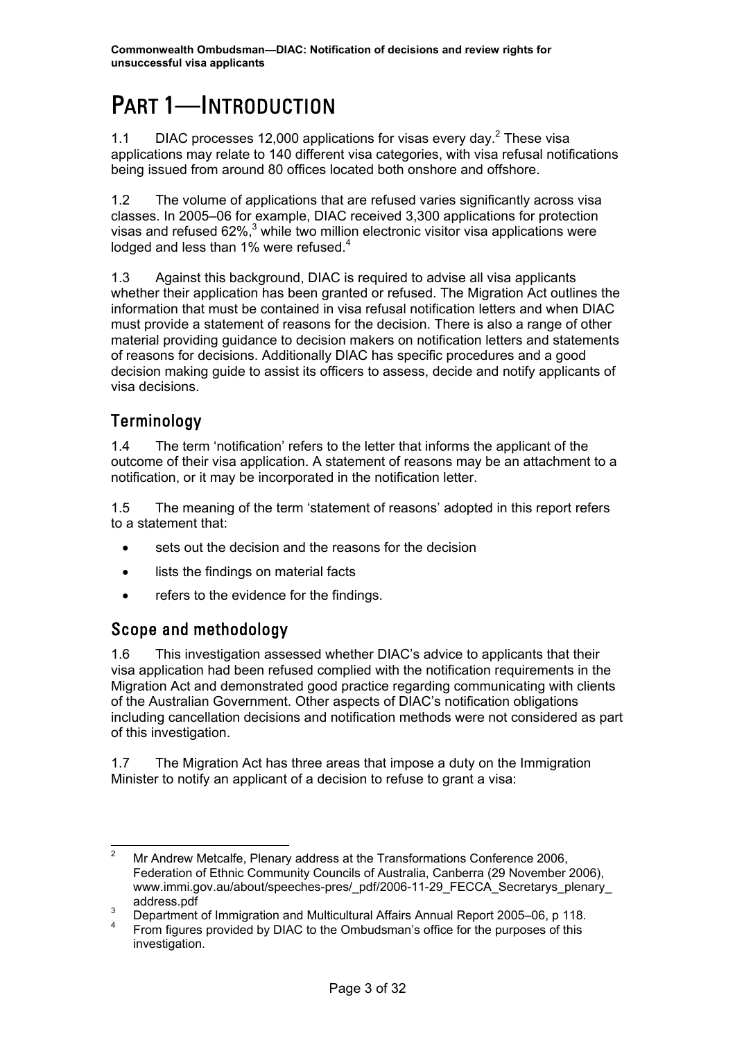# Part 1—Introduction

1.1 DIAC processes 12,000 applications for visas every day.[2] These visa applications may relate to 140 different visa categories, with visa refusal notifications being issued from around 80 offices located both onshore and offshore.

1.2 The volume of applications that are refused varies significantly across visa classes. In 2005–06 for example, DIAC received 3,300 applications for protection visas and refused 62%,[3] while two million electronic visitor visa applications were lodged and less than 1% were refused.[4]

1.3 Against this background, DIAC is required to advise all visa applicants whether their application has been granted or refused. The Migration Act outlines the information that must be contained in visa refusal notification letters and when DIAC must provide a statement of reasons for the decision. There is also a range of other material providing guidance to decision makers on notification letters and statements of reasons for decisions. Additionally DIAC has specific procedures and a good decision making guide to assist its officers to assess, decide and notify applicants of visa decisions.

## Terminology

1.4 The term 'notification' refers to the letter that informs the applicant of the outcome of their visa application. A statement of reasons may be an attachment to a notification, or it may be incorporated in the notification letter.

1.5 The meaning of the term 'statement of reasons' adopted in this report refers to a statement that:

- sets out the decision and the reasons for the decision
- lists the findings on material facts
- refers to the evidence for the findings.

## Scope and methodology

1.6 This investigation assessed whether DIAC's advice to applicants that their visa application had been refused complied with the notification requirements in the Migration Act and demonstrated good practice regarding communicating with clients of the Australian Government. Other aspects of DIAC's notification obligations including cancellation decisions and notification methods were not considered as part of this investigation.

1.7 The Migration Act has three areas that impose a duty on the Immigration Minister to notify an applicant of a decision to refuse to grant a visa:

---

[2] Mr Andrew Metcalfe, Plenary address at the Transformations Conference 2006, Federation of Ethnic Community Councils of Australia, Canberra (29 November 2006), www.immi.gov.au/about/speeches-pres/_pdf/2006-11-29_FECCA_Secretarys_plenary_address.pdf

[3] Department of Immigration and Multicultural Affairs Annual Report 2005–06, p 118.

[4] From figures provided by DIAC to the Ombudsman's office for the purposes of this investigation.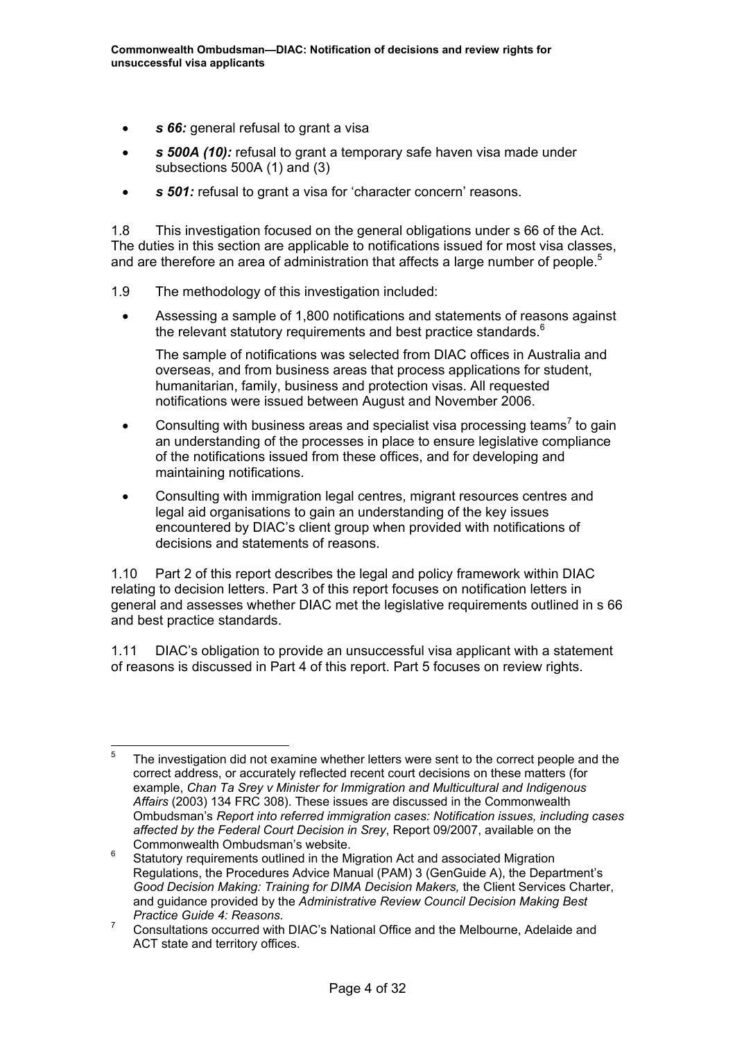- ***s 66:*** general refusal to grant a visa
- ***s 500A (10):*** refusal to grant a temporary safe haven visa made under subsections 500A (1) and (3)
- ***s 501:*** refusal to grant a visa for 'character concern' reasons.

1.8 This investigation focused on the general obligations under s 66 of the Act. The duties in this section are applicable to notifications issued for most visa classes, and are therefore an area of administration that affects a large number of people.[5]

1.9 The methodology of this investigation included:

- Assessing a sample of 1,800 notifications and statements of reasons against the relevant statutory requirements and best practice standards.[6]

  The sample of notifications was selected from DIAC offices in Australia and overseas, and from business areas that process applications for student, humanitarian, family, business and protection visas. All requested notifications were issued between August and November 2006.

- Consulting with business areas and specialist visa processing teams[7] to gain an understanding of the processes in place to ensure legislative compliance of the notifications issued from these offices, and for developing and maintaining notifications.
- Consulting with immigration legal centres, migrant resources centres and legal aid organisations to gain an understanding of the key issues encountered by DIAC's client group when provided with notifications of decisions and statements of reasons.

1.10 Part 2 of this report describes the legal and policy framework within DIAC relating to decision letters. Part 3 of this report focuses on notification letters in general and assesses whether DIAC met the legislative requirements outlined in s 66 and best practice standards.

1.11 DIAC's obligation to provide an unsuccessful visa applicant with a statement of reasons is discussed in Part 4 of this report. Part 5 focuses on review rights.

---

[5] The investigation did not examine whether letters were sent to the correct people and the correct address, or accurately reflected recent court decisions on these matters (for example, *Chan Ta Srey v Minister for Immigration and Multicultural and Indigenous Affairs* (2003) 134 FRC 308). These issues are discussed in the Commonwealth Ombudsman's *Report into referred immigration cases: Notification issues, including cases affected by the Federal Court Decision in Srey*, Report 09/2007, available on the Commonwealth Ombudsman's website.

[6] Statutory requirements outlined in the Migration Act and associated Migration Regulations, the Procedures Advice Manual (PAM) 3 (GenGuide A), the Department's *Good Decision Making: Training for DIMA Decision Makers,* the Client Services Charter, and guidance provided by the *Administrative Review Council Decision Making Best Practice Guide 4: Reasons.*

[7] Consultations occurred with DIAC's National Office and the Melbourne, Adelaide and ACT state and territory offices.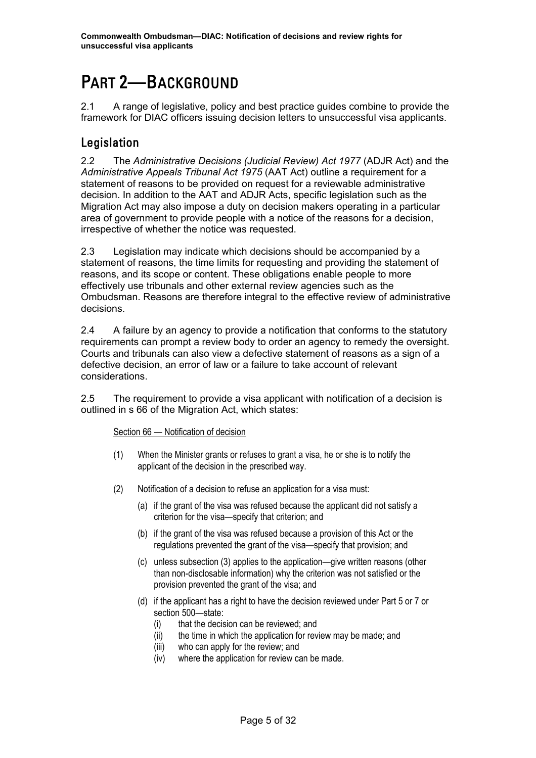# PART 2—BACKGROUND

2.1 A range of legislative, policy and best practice guides combine to provide the framework for DIAC officers issuing decision letters to unsuccessful visa applicants.

## Legislation

2.2 The *Administrative Decisions (Judicial Review) Act 1977* (ADJR Act) and the *Administrative Appeals Tribunal Act 1975* (AAT Act) outline a requirement for a statement of reasons to be provided on request for a reviewable administrative decision. In addition to the AAT and ADJR Acts, specific legislation such as the Migration Act may also impose a duty on decision makers operating in a particular area of government to provide people with a notice of the reasons for a decision, irrespective of whether the notice was requested.

2.3 Legislation may indicate which decisions should be accompanied by a statement of reasons, the time limits for requesting and providing the statement of reasons, and its scope or content. These obligations enable people to more effectively use tribunals and other external review agencies such as the Ombudsman. Reasons are therefore integral to the effective review of administrative decisions.

2.4 A failure by an agency to provide a notification that conforms to the statutory requirements can prompt a review body to order an agency to remedy the oversight. Courts and tribunals can also view a defective statement of reasons as a sign of a defective decision, an error of law or a failure to take account of relevant considerations.

2.5 The requirement to provide a visa applicant with notification of a decision is outlined in s 66 of the Migration Act, which states:

> Section 66 — Notification of decision
>
> (1) When the Minister grants or refuses to grant a visa, he or she is to notify the applicant of the decision in the prescribed way.
>
> (2) Notification of a decision to refuse an application for a visa must:
>
> (a) if the grant of the visa was refused because the applicant did not satisfy a criterion for the visa—specify that criterion; and
>
> (b) if the grant of the visa was refused because a provision of this Act or the regulations prevented the grant of the visa—specify that provision; and
>
> (c) unless subsection (3) applies to the application—give written reasons (other than non-disclosable information) why the criterion was not satisfied or the provision prevented the grant of the visa; and
>
> (d) if the applicant has a right to have the decision reviewed under Part 5 or 7 or section 500—state:
>
> (i) that the decision can be reviewed; and
>
> (ii) the time in which the application for review may be made; and
>
> (iii) who can apply for the review; and
>
> (iv) where the application for review can be made.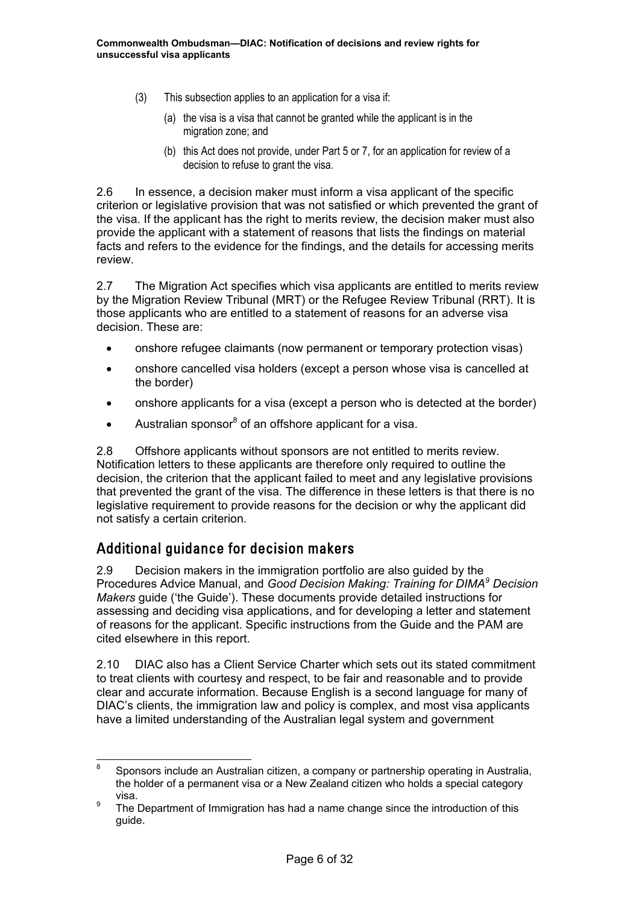(3) This subsection applies to an application for a visa if:

(a) the visa is a visa that cannot be granted while the applicant is in the migration zone; and

(b) this Act does not provide, under Part 5 or 7, for an application for review of a decision to refuse to grant the visa.

2.6 In essence, a decision maker must inform a visa applicant of the specific criterion or legislative provision that was not satisfied or which prevented the grant of the visa. If the applicant has the right to merits review, the decision maker must also provide the applicant with a statement of reasons that lists the findings on material facts and refers to the evidence for the findings, and the details for accessing merits review.

2.7 The Migration Act specifies which visa applicants are entitled to merits review by the Migration Review Tribunal (MRT) or the Refugee Review Tribunal (RRT). It is those applicants who are entitled to a statement of reasons for an adverse visa decision. These are:

- onshore refugee claimants (now permanent or temporary protection visas)
- onshore cancelled visa holders (except a person whose visa is cancelled at the border)
- onshore applicants for a visa (except a person who is detected at the border)
- Australian sponsor[8] of an offshore applicant for a visa.

2.8 Offshore applicants without sponsors are not entitled to merits review. Notification letters to these applicants are therefore only required to outline the decision, the criterion that the applicant failed to meet and any legislative provisions that prevented the grant of the visa. The difference in these letters is that there is no legislative requirement to provide reasons for the decision or why the applicant did not satisfy a certain criterion.

## Additional guidance for decision makers

2.9 Decision makers in the immigration portfolio are also guided by the Procedures Advice Manual, and *Good Decision Making: Training for DIMA[9] Decision Makers* guide ('the Guide'). These documents provide detailed instructions for assessing and deciding visa applications, and for developing a letter and statement of reasons for the applicant. Specific instructions from the Guide and the PAM are cited elsewhere in this report.

2.10 DIAC also has a Client Service Charter which sets out its stated commitment to treat clients with courtesy and respect, to be fair and reasonable and to provide clear and accurate information. Because English is a second language for many of DIAC's clients, the immigration law and policy is complex, and most visa applicants have a limited understanding of the Australian legal system and government

---

[8] Sponsors include an Australian citizen, a company or partnership operating in Australia, the holder of a permanent visa or a New Zealand citizen who holds a special category visa.

[9] The Department of Immigration has had a name change since the introduction of this guide.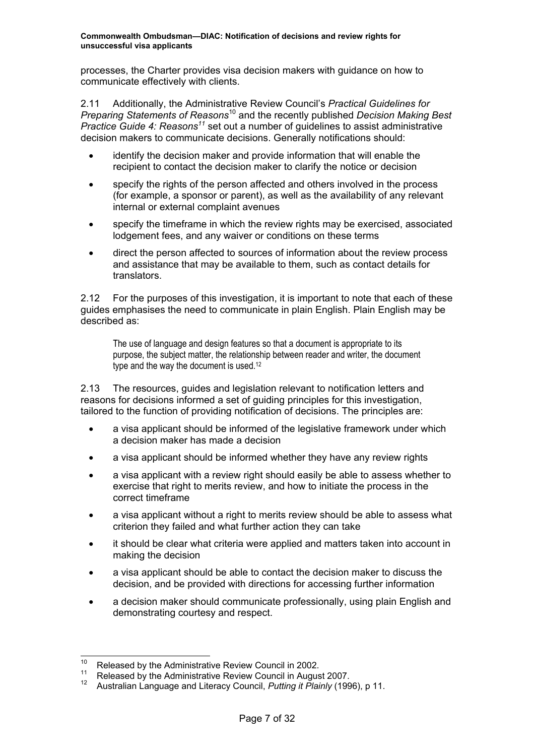processes, the Charter provides visa decision makers with guidance on how to communicate effectively with clients.

2.11 Additionally, the Administrative Review Council's *Practical Guidelines for Preparing Statements of Reasons*[10] and the recently published *Decision Making Best Practice Guide 4: Reasons*[11] set out a number of guidelines to assist administrative decision makers to communicate decisions. Generally notifications should:

- identify the decision maker and provide information that will enable the recipient to contact the decision maker to clarify the notice or decision
- specify the rights of the person affected and others involved in the process (for example, a sponsor or parent), as well as the availability of any relevant internal or external complaint avenues
- specify the timeframe in which the review rights may be exercised, associated lodgement fees, and any waiver or conditions on these terms
- direct the person affected to sources of information about the review process and assistance that may be available to them, such as contact details for translators.

2.12 For the purposes of this investigation, it is important to note that each of these guides emphasises the need to communicate in plain English. Plain English may be described as:

> The use of language and design features so that a document is appropriate to its purpose, the subject matter, the relationship between reader and writer, the document type and the way the document is used.[12]

2.13 The resources, guides and legislation relevant to notification letters and reasons for decisions informed a set of guiding principles for this investigation, tailored to the function of providing notification of decisions. The principles are:

- a visa applicant should be informed of the legislative framework under which a decision maker has made a decision
- a visa applicant should be informed whether they have any review rights
- a visa applicant with a review right should easily be able to assess whether to exercise that right to merits review, and how to initiate the process in the correct timeframe
- a visa applicant without a right to merits review should be able to assess what criterion they failed and what further action they can take
- it should be clear what criteria were applied and matters taken into account in making the decision
- a visa applicant should be able to contact the decision maker to discuss the decision, and be provided with directions for accessing further information
- a decision maker should communicate professionally, using plain English and demonstrating courtesy and respect.

---

[10] Released by the Administrative Review Council in 2002.

[11] Released by the Administrative Review Council in August 2007.

[12] Australian Language and Literacy Council, *Putting it Plainly* (1996), p 11.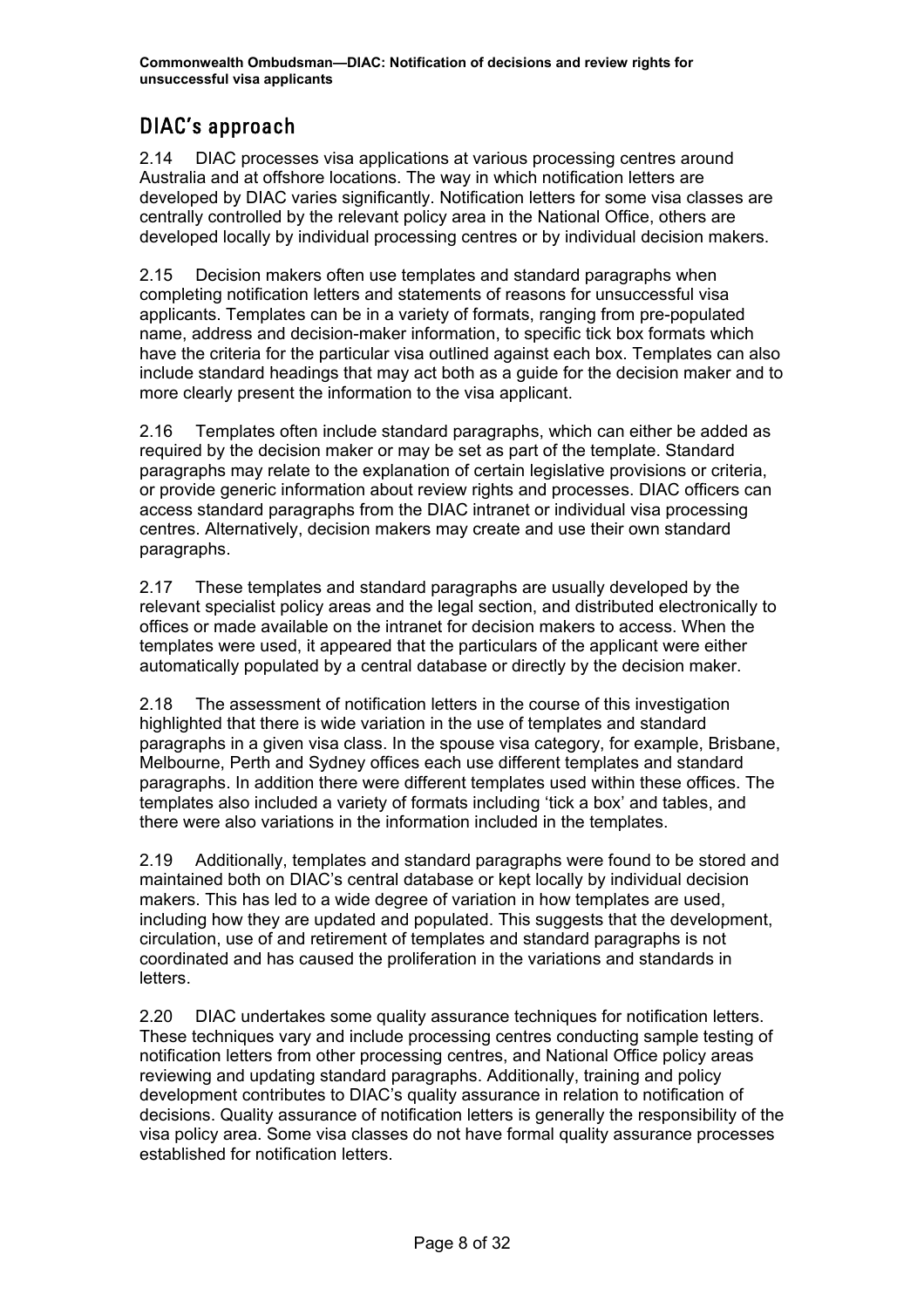## DIAC's approach

2.14 DIAC processes visa applications at various processing centres around Australia and at offshore locations. The way in which notification letters are developed by DIAC varies significantly. Notification letters for some visa classes are centrally controlled by the relevant policy area in the National Office, others are developed locally by individual processing centres or by individual decision makers.

2.15 Decision makers often use templates and standard paragraphs when completing notification letters and statements of reasons for unsuccessful visa applicants. Templates can be in a variety of formats, ranging from pre-populated name, address and decision-maker information, to specific tick box formats which have the criteria for the particular visa outlined against each box. Templates can also include standard headings that may act both as a guide for the decision maker and to more clearly present the information to the visa applicant.

2.16 Templates often include standard paragraphs, which can either be added as required by the decision maker or may be set as part of the template. Standard paragraphs may relate to the explanation of certain legislative provisions or criteria, or provide generic information about review rights and processes. DIAC officers can access standard paragraphs from the DIAC intranet or individual visa processing centres. Alternatively, decision makers may create and use their own standard paragraphs.

2.17 These templates and standard paragraphs are usually developed by the relevant specialist policy areas and the legal section, and distributed electronically to offices or made available on the intranet for decision makers to access. When the templates were used, it appeared that the particulars of the applicant were either automatically populated by a central database or directly by the decision maker.

2.18 The assessment of notification letters in the course of this investigation highlighted that there is wide variation in the use of templates and standard paragraphs in a given visa class. In the spouse visa category, for example, Brisbane, Melbourne, Perth and Sydney offices each use different templates and standard paragraphs. In addition there were different templates used within these offices. The templates also included a variety of formats including 'tick a box' and tables, and there were also variations in the information included in the templates.

2.19 Additionally, templates and standard paragraphs were found to be stored and maintained both on DIAC's central database or kept locally by individual decision makers. This has led to a wide degree of variation in how templates are used, including how they are updated and populated. This suggests that the development, circulation, use of and retirement of templates and standard paragraphs is not coordinated and has caused the proliferation in the variations and standards in letters.

2.20 DIAC undertakes some quality assurance techniques for notification letters. These techniques vary and include processing centres conducting sample testing of notification letters from other processing centres, and National Office policy areas reviewing and updating standard paragraphs. Additionally, training and policy development contributes to DIAC's quality assurance in relation to notification of decisions. Quality assurance of notification letters is generally the responsibility of the visa policy area. Some visa classes do not have formal quality assurance processes established for notification letters.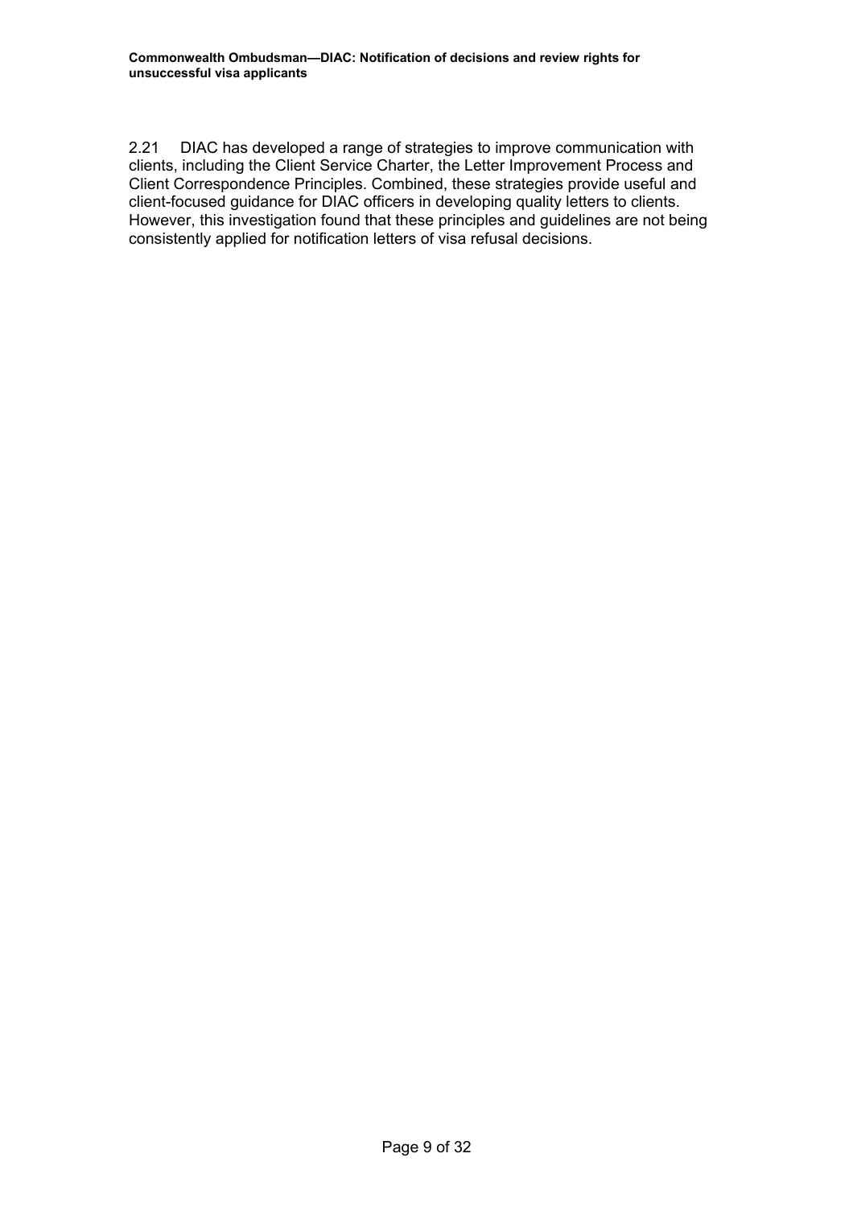2.21 DIAC has developed a range of strategies to improve communication with clients, including the Client Service Charter, the Letter Improvement Process and Client Correspondence Principles. Combined, these strategies provide useful and client-focused guidance for DIAC officers in developing quality letters to clients. However, this investigation found that these principles and guidelines are not being consistently applied for notification letters of visa refusal decisions.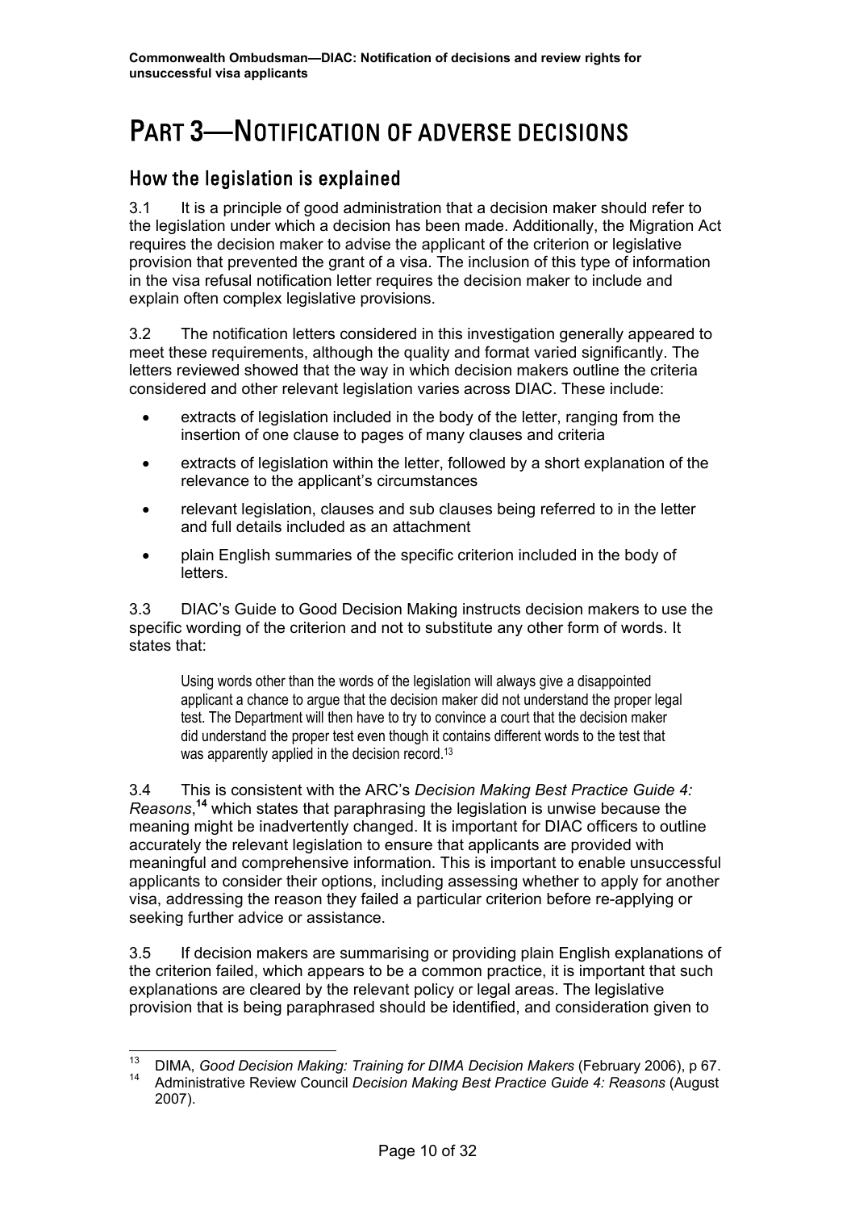# PART 3—NOTIFICATION OF ADVERSE DECISIONS

## How the legislation is explained

3.1 It is a principle of good administration that a decision maker should refer to the legislation under which a decision has been made. Additionally, the Migration Act requires the decision maker to advise the applicant of the criterion or legislative provision that prevented the grant of a visa. The inclusion of this type of information in the visa refusal notification letter requires the decision maker to include and explain often complex legislative provisions.

3.2 The notification letters considered in this investigation generally appeared to meet these requirements, although the quality and format varied significantly. The letters reviewed showed that the way in which decision makers outline the criteria considered and other relevant legislation varies across DIAC. These include:

- extracts of legislation included in the body of the letter, ranging from the insertion of one clause to pages of many clauses and criteria
- extracts of legislation within the letter, followed by a short explanation of the relevance to the applicant's circumstances
- relevant legislation, clauses and sub clauses being referred to in the letter and full details included as an attachment
- plain English summaries of the specific criterion included in the body of letters.

3.3 DIAC's Guide to Good Decision Making instructs decision makers to use the specific wording of the criterion and not to substitute any other form of words. It states that:

> Using words other than the words of the legislation will always give a disappointed applicant a chance to argue that the decision maker did not understand the proper legal test. The Department will then have to try to convince a court that the decision maker did understand the proper test even though it contains different words to the test that was apparently applied in the decision record.[13]

3.4 This is consistent with the ARC's *Decision Making Best Practice Guide 4: Reasons*,[14] which states that paraphrasing the legislation is unwise because the meaning might be inadvertently changed. It is important for DIAC officers to outline accurately the relevant legislation to ensure that applicants are provided with meaningful and comprehensive information. This is important to enable unsuccessful applicants to consider their options, including assessing whether to apply for another visa, addressing the reason they failed a particular criterion before re-applying or seeking further advice or assistance.

3.5 If decision makers are summarising or providing plain English explanations of the criterion failed, which appears to be a common practice, it is important that such explanations are cleared by the relevant policy or legal areas. The legislative provision that is being paraphrased should be identified, and consideration given to

---

[13] DIMA, *Good Decision Making: Training for DIMA Decision Makers* (February 2006), p 67.

[14] Administrative Review Council *Decision Making Best Practice Guide 4: Reasons* (August 2007).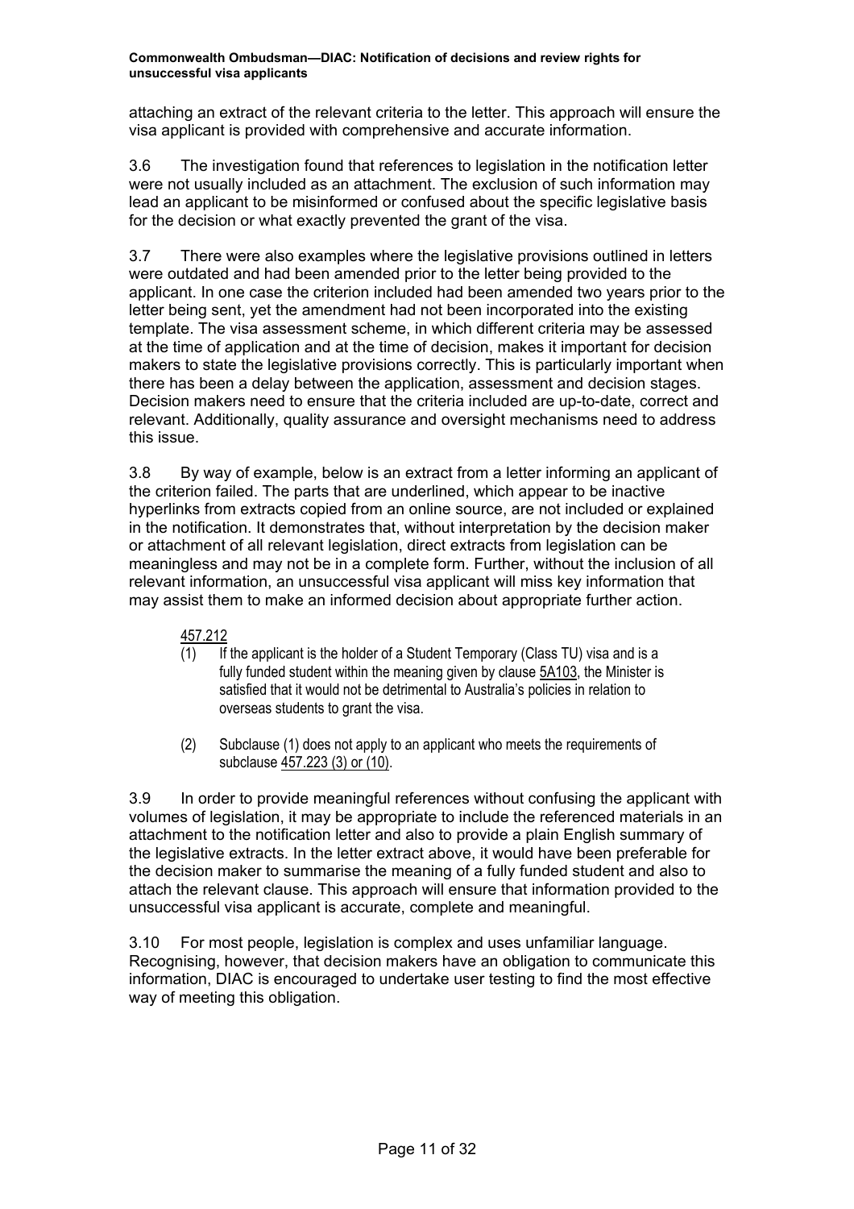attaching an extract of the relevant criteria to the letter. This approach will ensure the visa applicant is provided with comprehensive and accurate information.

3.6 The investigation found that references to legislation in the notification letter were not usually included as an attachment. The exclusion of such information may lead an applicant to be misinformed or confused about the specific legislative basis for the decision or what exactly prevented the grant of the visa.

3.7 There were also examples where the legislative provisions outlined in letters were outdated and had been amended prior to the letter being provided to the applicant. In one case the criterion included had been amended two years prior to the letter being sent, yet the amendment had not been incorporated into the existing template. The visa assessment scheme, in which different criteria may be assessed at the time of application and at the time of decision, makes it important for decision makers to state the legislative provisions correctly. This is particularly important when there has been a delay between the application, assessment and decision stages. Decision makers need to ensure that the criteria included are up-to-date, correct and relevant. Additionally, quality assurance and oversight mechanisms need to address this issue.

3.8 By way of example, below is an extract from a letter informing an applicant of the criterion failed. The parts that are underlined, which appear to be inactive hyperlinks from extracts copied from an online source, are not included or explained in the notification. It demonstrates that, without interpretation by the decision maker or attachment of all relevant legislation, direct extracts from legislation can be meaningless and may not be in a complete form. Further, without the inclusion of all relevant information, an unsuccessful visa applicant will miss key information that may assist them to make an informed decision about appropriate further action.

> <u>457.212</u>
>
> (1) If the applicant is the holder of a Student Temporary (Class TU) visa and is a fully funded student within the meaning given by clause <u>5A103</u>, the Minister is satisfied that it would not be detrimental to Australia's policies in relation to overseas students to grant the visa.
>
> (2) Subclause (1) does not apply to an applicant who meets the requirements of subclause <u>457.223 (3) or (10)</u>.

3.9 In order to provide meaningful references without confusing the applicant with volumes of legislation, it may be appropriate to include the referenced materials in an attachment to the notification letter and also to provide a plain English summary of the legislative extracts. In the letter extract above, it would have been preferable for the decision maker to summarise the meaning of a fully funded student and also to attach the relevant clause. This approach will ensure that information provided to the unsuccessful visa applicant is accurate, complete and meaningful.

3.10 For most people, legislation is complex and uses unfamiliar language. Recognising, however, that decision makers have an obligation to communicate this information, DIAC is encouraged to undertake user testing to find the most effective way of meeting this obligation.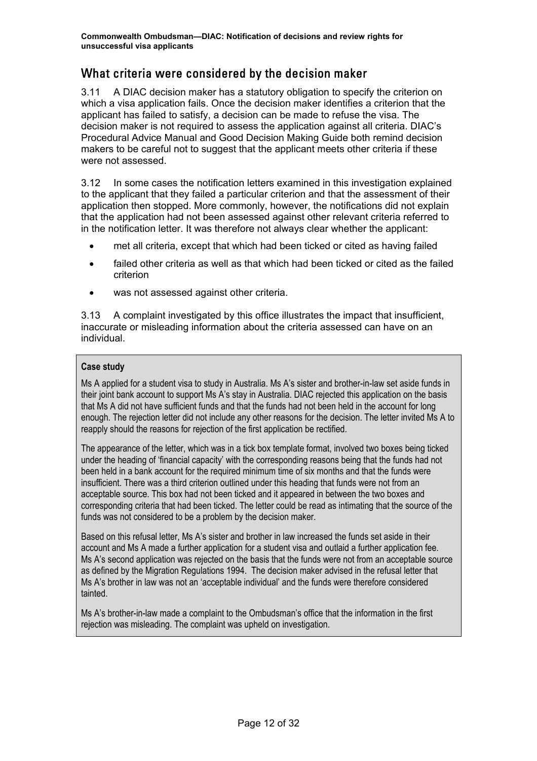## What criteria were considered by the decision maker

3.11 A DIAC decision maker has a statutory obligation to specify the criterion on which a visa application fails. Once the decision maker identifies a criterion that the applicant has failed to satisfy, a decision can be made to refuse the visa. The decision maker is not required to assess the application against all criteria. DIAC's Procedural Advice Manual and Good Decision Making Guide both remind decision makers to be careful not to suggest that the applicant meets other criteria if these were not assessed.

3.12 In some cases the notification letters examined in this investigation explained to the applicant that they failed a particular criterion and that the assessment of their application then stopped. More commonly, however, the notifications did not explain that the application had not been assessed against other relevant criteria referred to in the notification letter. It was therefore not always clear whether the applicant:

- met all criteria, except that which had been ticked or cited as having failed
- failed other criteria as well as that which had been ticked or cited as the failed criterion
- was not assessed against other criteria.

3.13 A complaint investigated by this office illustrates the impact that insufficient, inaccurate or misleading information about the criteria assessed can have on an individual.

**Case study**

Ms A applied for a student visa to study in Australia. Ms A's sister and brother-in-law set aside funds in their joint bank account to support Ms A's stay in Australia. DIAC rejected this application on the basis that Ms A did not have sufficient funds and that the funds had not been held in the account for long enough. The rejection letter did not include any other reasons for the decision. The letter invited Ms A to reapply should the reasons for rejection of the first application be rectified.

The appearance of the letter, which was in a tick box template format, involved two boxes being ticked under the heading of 'financial capacity' with the corresponding reasons being that the funds had not been held in a bank account for the required minimum time of six months and that the funds were insufficient. There was a third criterion outlined under this heading that funds were not from an acceptable source. This box had not been ticked and it appeared in between the two boxes and corresponding criteria that had been ticked. The letter could be read as intimating that the source of the funds was not considered to be a problem by the decision maker.

Based on this refusal letter, Ms A's sister and brother in law increased the funds set aside in their account and Ms A made a further application for a student visa and outlaid a further application fee. Ms A's second application was rejected on the basis that the funds were not from an acceptable source as defined by the Migration Regulations 1994. The decision maker advised in the refusal letter that Ms A's brother in law was not an 'acceptable individual' and the funds were therefore considered tainted.

Ms A's brother-in-law made a complaint to the Ombudsman's office that the information in the first rejection was misleading. The complaint was upheld on investigation.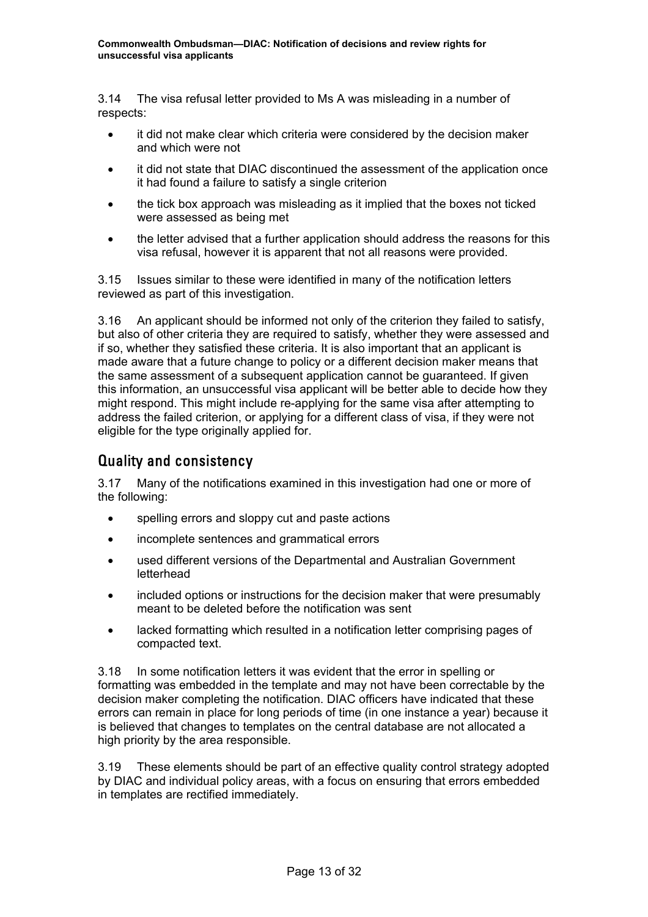3.14 The visa refusal letter provided to Ms A was misleading in a number of respects:

- it did not make clear which criteria were considered by the decision maker and which were not
- it did not state that DIAC discontinued the assessment of the application once it had found a failure to satisfy a single criterion
- the tick box approach was misleading as it implied that the boxes not ticked were assessed as being met
- the letter advised that a further application should address the reasons for this visa refusal, however it is apparent that not all reasons were provided.

3.15 Issues similar to these were identified in many of the notification letters reviewed as part of this investigation.

3.16 An applicant should be informed not only of the criterion they failed to satisfy, but also of other criteria they are required to satisfy, whether they were assessed and if so, whether they satisfied these criteria. It is also important that an applicant is made aware that a future change to policy or a different decision maker means that the same assessment of a subsequent application cannot be guaranteed. If given this information, an unsuccessful visa applicant will be better able to decide how they might respond. This might include re-applying for the same visa after attempting to address the failed criterion, or applying for a different class of visa, if they were not eligible for the type originally applied for.

## Quality and consistency

3.17 Many of the notifications examined in this investigation had one or more of the following:

- spelling errors and sloppy cut and paste actions
- incomplete sentences and grammatical errors
- used different versions of the Departmental and Australian Government letterhead
- included options or instructions for the decision maker that were presumably meant to be deleted before the notification was sent
- lacked formatting which resulted in a notification letter comprising pages of compacted text.

3.18 In some notification letters it was evident that the error in spelling or formatting was embedded in the template and may not have been correctable by the decision maker completing the notification. DIAC officers have indicated that these errors can remain in place for long periods of time (in one instance a year) because it is believed that changes to templates on the central database are not allocated a high priority by the area responsible.

3.19 These elements should be part of an effective quality control strategy adopted by DIAC and individual policy areas, with a focus on ensuring that errors embedded in templates are rectified immediately.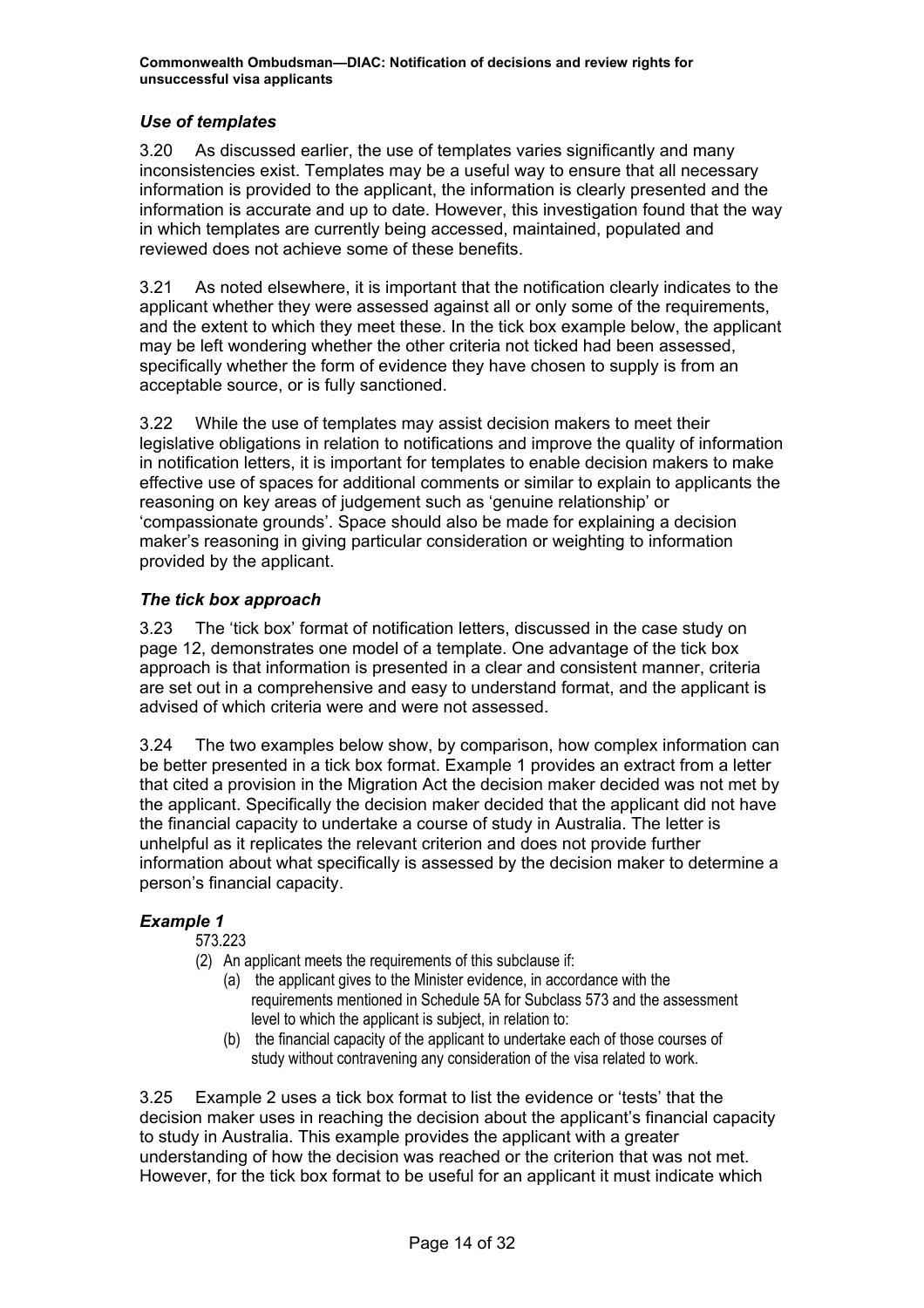### *Use of templates*

3.20 As discussed earlier, the use of templates varies significantly and many inconsistencies exist. Templates may be a useful way to ensure that all necessary information is provided to the applicant, the information is clearly presented and the information is accurate and up to date. However, this investigation found that the way in which templates are currently being accessed, maintained, populated and reviewed does not achieve some of these benefits.

3.21 As noted elsewhere, it is important that the notification clearly indicates to the applicant whether they were assessed against all or only some of the requirements, and the extent to which they meet these. In the tick box example below, the applicant may be left wondering whether the other criteria not ticked had been assessed, specifically whether the form of evidence they have chosen to supply is from an acceptable source, or is fully sanctioned.

3.22 While the use of templates may assist decision makers to meet their legislative obligations in relation to notifications and improve the quality of information in notification letters, it is important for templates to enable decision makers to make effective use of spaces for additional comments or similar to explain to applicants the reasoning on key areas of judgement such as 'genuine relationship' or 'compassionate grounds'. Space should also be made for explaining a decision maker's reasoning in giving particular consideration or weighting to information provided by the applicant.

### *The tick box approach*

3.23 The 'tick box' format of notification letters, discussed in the case study on page 12, demonstrates one model of a template. One advantage of the tick box approach is that information is presented in a clear and consistent manner, criteria are set out in a comprehensive and easy to understand format, and the applicant is advised of which criteria were and were not assessed.

3.24 The two examples below show, by comparison, how complex information can be better presented in a tick box format. Example 1 provides an extract from a letter that cited a provision in the Migration Act the decision maker decided was not met by the applicant. Specifically the decision maker decided that the applicant did not have the financial capacity to undertake a course of study in Australia. The letter is unhelpful as it replicates the relevant criterion and does not provide further information about what specifically is assessed by the decision maker to determine a person's financial capacity.

### *Example 1*

573.223

(2) An applicant meets the requirements of this subclause if:

(a) the applicant gives to the Minister evidence, in accordance with the requirements mentioned in Schedule 5A for Subclass 573 and the assessment level to which the applicant is subject, in relation to:

(b) the financial capacity of the applicant to undertake each of those courses of study without contravening any consideration of the visa related to work.

3.25 Example 2 uses a tick box format to list the evidence or 'tests' that the decision maker uses in reaching the decision about the applicant's financial capacity to study in Australia. This example provides the applicant with a greater understanding of how the decision was reached or the criterion that was not met. However, for the tick box format to be useful for an applicant it must indicate which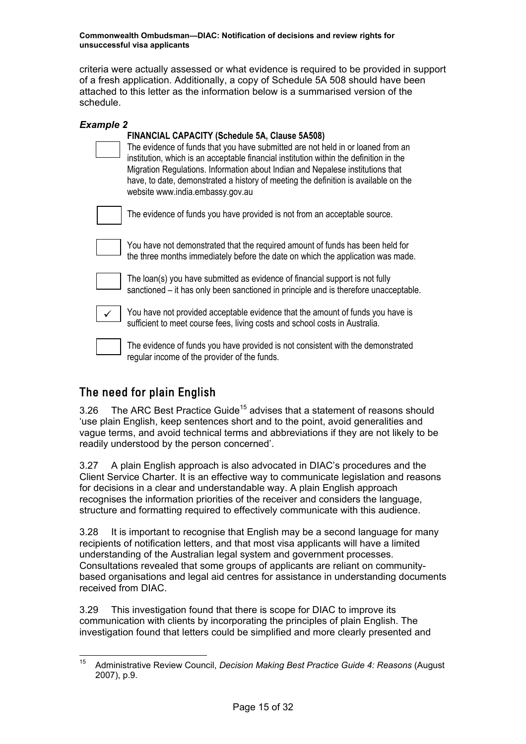criteria were actually assessed or what evidence is required to be provided in support of a fresh application. Additionally, a copy of Schedule 5A 508 should have been attached to this letter as the information below is a summarised version of the schedule.

***Example 2***

**FINANCIAL CAPACITY (Schedule 5A, Clause 5A508)**

- [ ] The evidence of funds that you have submitted are not held in or loaned from an institution, which is an acceptable financial institution within the definition in the Migration Regulations. Information about Indian and Nepalese institutions that have, to date, demonstrated a history of meeting the definition is available on the website www.india.embassy.gov.au
- [ ] The evidence of funds you have provided is not from an acceptable source.
- [ ] You have not demonstrated that the required amount of funds has been held for the three months immediately before the date on which the application was made.
- [ ] The loan(s) you have submitted as evidence of financial support is not fully sanctioned – it has only been sanctioned in principle and is therefore unacceptable.
- [x] You have not provided acceptable evidence that the amount of funds you have is sufficient to meet course fees, living costs and school costs in Australia.
- [ ] The evidence of funds you have provided is not consistent with the demonstrated regular income of the provider of the funds.

## The need for plain English

3.26 The ARC Best Practice Guide[15] advises that a statement of reasons should 'use plain English, keep sentences short and to the point, avoid generalities and vague terms, and avoid technical terms and abbreviations if they are not likely to be readily understood by the person concerned'.

3.27 A plain English approach is also advocated in DIAC's procedures and the Client Service Charter. It is an effective way to communicate legislation and reasons for decisions in a clear and understandable way. A plain English approach recognises the information priorities of the receiver and considers the language, structure and formatting required to effectively communicate with this audience.

3.28 It is important to recognise that English may be a second language for many recipients of notification letters, and that most visa applicants will have a limited understanding of the Australian legal system and government processes. Consultations revealed that some groups of applicants are reliant on community-based organisations and legal aid centres for assistance in understanding documents received from DIAC.

3.29 This investigation found that there is scope for DIAC to improve its communication with clients by incorporating the principles of plain English. The investigation found that letters could be simplified and more clearly presented and

---

[15] Administrative Review Council, *Decision Making Best Practice Guide 4: Reasons* (August 2007), p.9.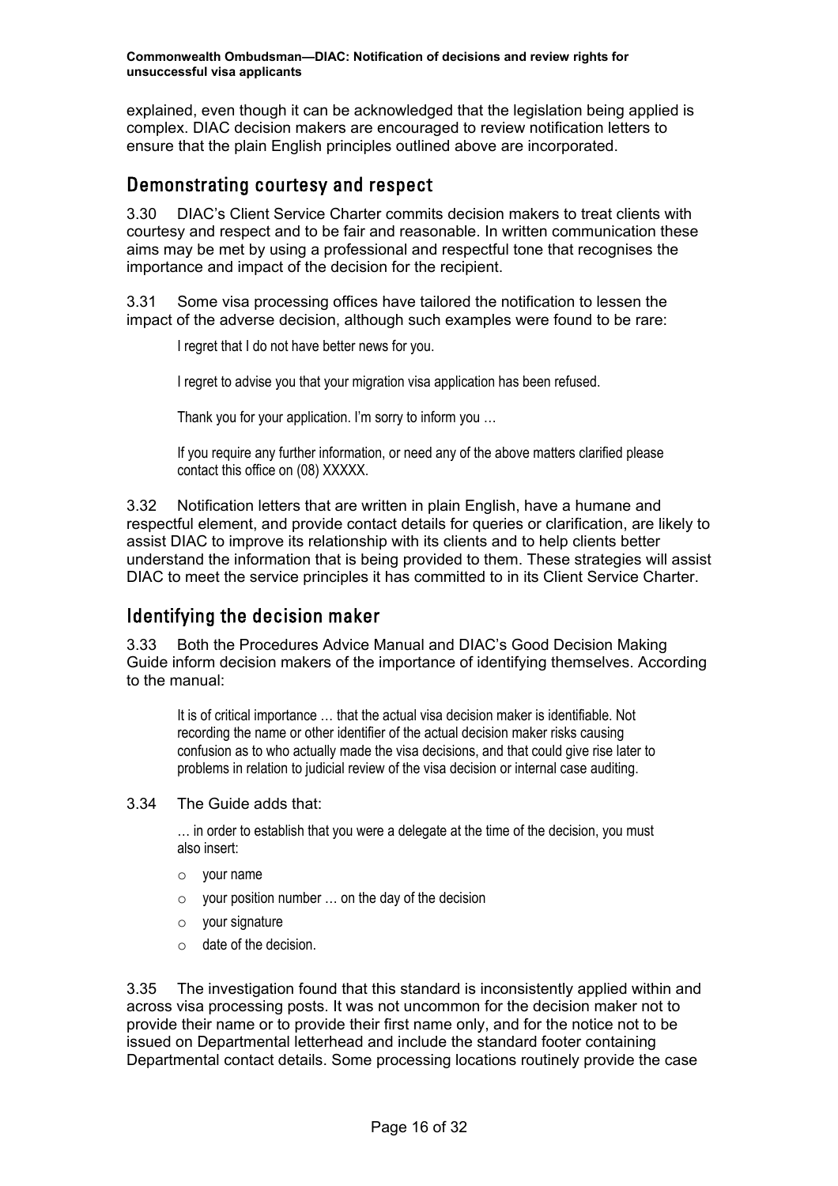explained, even though it can be acknowledged that the legislation being applied is complex. DIAC decision makers are encouraged to review notification letters to ensure that the plain English principles outlined above are incorporated.

## Demonstrating courtesy and respect

3.30 DIAC's Client Service Charter commits decision makers to treat clients with courtesy and respect and to be fair and reasonable. In written communication these aims may be met by using a professional and respectful tone that recognises the importance and impact of the decision for the recipient.

3.31 Some visa processing offices have tailored the notification to lessen the impact of the adverse decision, although such examples were found to be rare:

> I regret that I do not have better news for you.
>
> I regret to advise you that your migration visa application has been refused.
>
> Thank you for your application. I'm sorry to inform you …
>
> If you require any further information, or need any of the above matters clarified please contact this office on (08) XXXXX.

3.32 Notification letters that are written in plain English, have a humane and respectful element, and provide contact details for queries or clarification, are likely to assist DIAC to improve its relationship with its clients and to help clients better understand the information that is being provided to them. These strategies will assist DIAC to meet the service principles it has committed to in its Client Service Charter.

## Identifying the decision maker

3.33 Both the Procedures Advice Manual and DIAC's Good Decision Making Guide inform decision makers of the importance of identifying themselves. According to the manual:

> It is of critical importance … that the actual visa decision maker is identifiable. Not recording the name or other identifier of the actual decision maker risks causing confusion as to who actually made the visa decisions, and that could give rise later to problems in relation to judicial review of the visa decision or internal case auditing.

3.34 The Guide adds that:

> … in order to establish that you were a delegate at the time of the decision, you must also insert:
>
> - your name
> - your position number … on the day of the decision
> - your signature
> - date of the decision.

3.35 The investigation found that this standard is inconsistently applied within and across visa processing posts. It was not uncommon for the decision maker not to provide their name or to provide their first name only, and for the notice not to be issued on Departmental letterhead and include the standard footer containing Departmental contact details. Some processing locations routinely provide the case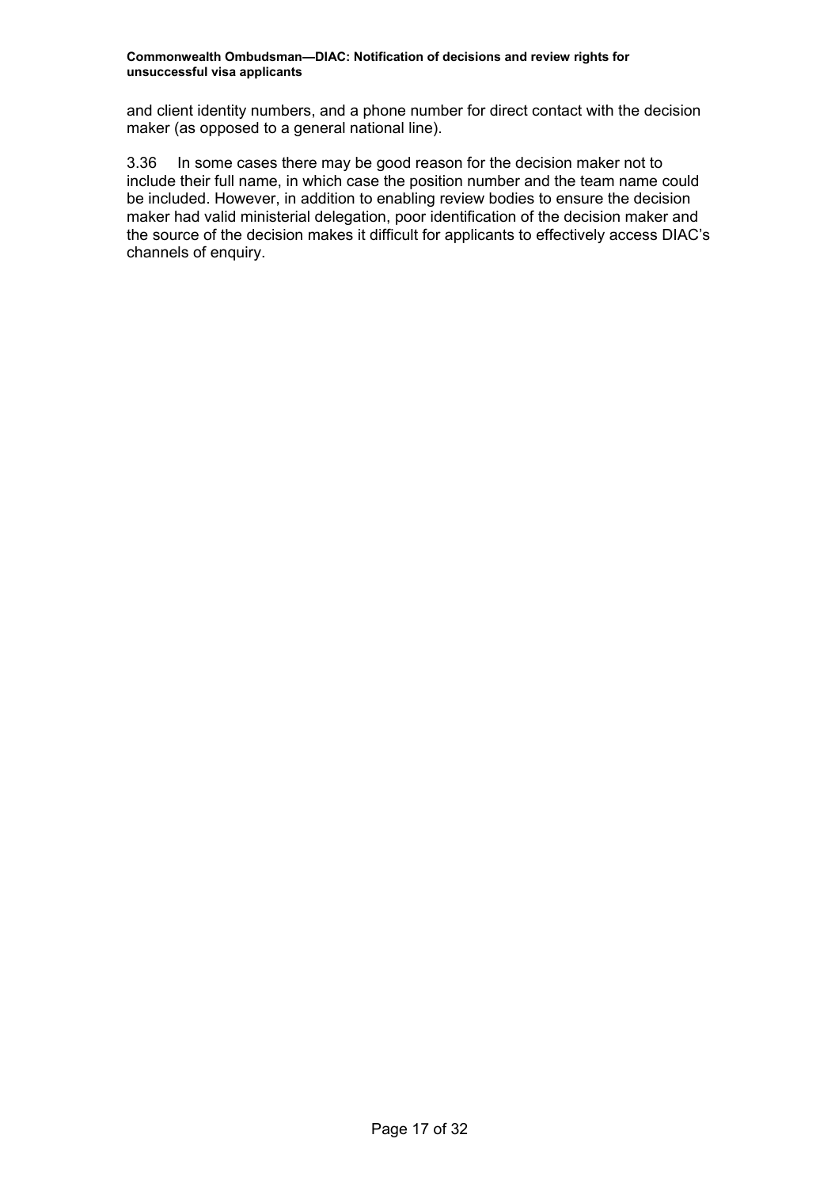and client identity numbers, and a phone number for direct contact with the decision maker (as opposed to a general national line).

3.36 In some cases there may be good reason for the decision maker not to include their full name, in which case the position number and the team name could be included. However, in addition to enabling review bodies to ensure the decision maker had valid ministerial delegation, poor identification of the decision maker and the source of the decision makes it difficult for applicants to effectively access DIAC's channels of enquiry.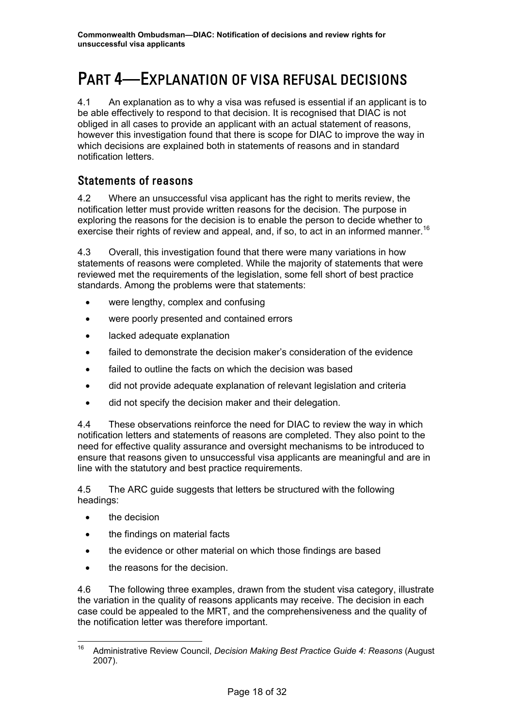# PART 4—EXPLANATION OF VISA REFUSAL DECISIONS

4.1 An explanation as to why a visa was refused is essential if an applicant is to be able effectively to respond to that decision. It is recognised that DIAC is not obliged in all cases to provide an applicant with an actual statement of reasons, however this investigation found that there is scope for DIAC to improve the way in which decisions are explained both in statements of reasons and in standard notification letters.

## Statements of reasons

4.2 Where an unsuccessful visa applicant has the right to merits review, the notification letter must provide written reasons for the decision. The purpose in exploring the reasons for the decision is to enable the person to decide whether to exercise their rights of review and appeal, and, if so, to act in an informed manner.[16]

4.3 Overall, this investigation found that there were many variations in how statements of reasons were completed. While the majority of statements that were reviewed met the requirements of the legislation, some fell short of best practice standards. Among the problems were that statements:

- were lengthy, complex and confusing
- were poorly presented and contained errors
- lacked adequate explanation
- failed to demonstrate the decision maker's consideration of the evidence
- failed to outline the facts on which the decision was based
- did not provide adequate explanation of relevant legislation and criteria
- did not specify the decision maker and their delegation.

4.4 These observations reinforce the need for DIAC to review the way in which notification letters and statements of reasons are completed. They also point to the need for effective quality assurance and oversight mechanisms to be introduced to ensure that reasons given to unsuccessful visa applicants are meaningful and are in line with the statutory and best practice requirements.

4.5 The ARC guide suggests that letters be structured with the following headings:

- the decision
- the findings on material facts
- the evidence or other material on which those findings are based
- the reasons for the decision.

4.6 The following three examples, drawn from the student visa category, illustrate the variation in the quality of reasons applicants may receive. The decision in each case could be appealed to the MRT, and the comprehensiveness and the quality of the notification letter was therefore important.

---

[16] Administrative Review Council, *Decision Making Best Practice Guide 4: Reasons* (August 2007).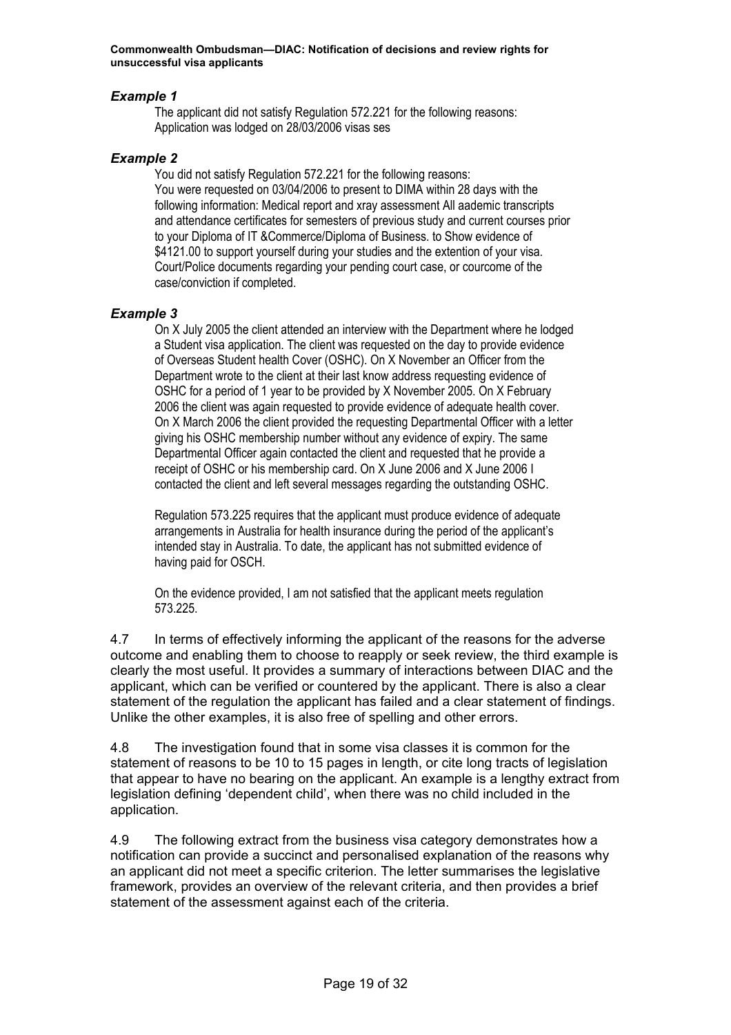### *Example 1*

> The applicant did not satisfy Regulation 572.221 for the following reasons:
> Application was lodged on 28/03/2006 visas ses

### *Example 2*

> You did not satisfy Regulation 572.221 for the following reasons:
> You were requested on 03/04/2006 to present to DIMA within 28 days with the following information: Medical report and xray assessment All aademic transcripts and attendance certificates for semesters of previous study and current courses prior to your Diploma of IT &Commerce/Diploma of Business. to Show evidence of $4121.00 to support yourself during your studies and the extention of your visa. Court/Police documents regarding your pending court case, or courcome of the case/conviction if completed.

### *Example 3*

> On X July 2005 the client attended an interview with the Department where he lodged a Student visa application. The client was requested on the day to provide evidence of Overseas Student health Cover (OSHC). On X November an Officer from the Department wrote to the client at their last know address requesting evidence of OSHC for a period of 1 year to be provided by X November 2005. On X February 2006 the client was again requested to provide evidence of adequate health cover. On X March 2006 the client provided the requesting Departmental Officer with a letter giving his OSHC membership number without any evidence of expiry. The same Departmental Officer again contacted the client and requested that he provide a receipt of OSHC or his membership card. On X June 2006 and X June 2006 I contacted the client and left several messages regarding the outstanding OSHC.
>
> Regulation 573.225 requires that the applicant must produce evidence of adequate arrangements in Australia for health insurance during the period of the applicant's intended stay in Australia. To date, the applicant has not submitted evidence of having paid for OSCH.
>
> On the evidence provided, I am not satisfied that the applicant meets regulation 573.225.

4.7 In terms of effectively informing the applicant of the reasons for the adverse outcome and enabling them to choose to reapply or seek review, the third example is clearly the most useful. It provides a summary of interactions between DIAC and the applicant, which can be verified or countered by the applicant. There is also a clear statement of the regulation the applicant has failed and a clear statement of findings. Unlike the other examples, it is also free of spelling and other errors.

4.8 The investigation found that in some visa classes it is common for the statement of reasons to be 10 to 15 pages in length, or cite long tracts of legislation that appear to have no bearing on the applicant. An example is a lengthy extract from legislation defining 'dependent child', when there was no child included in the application.

4.9 The following extract from the business visa category demonstrates how a notification can provide a succinct and personalised explanation of the reasons why an applicant did not meet a specific criterion. The letter summarises the legislative framework, provides an overview of the relevant criteria, and then provides a brief statement of the assessment against each of the criteria.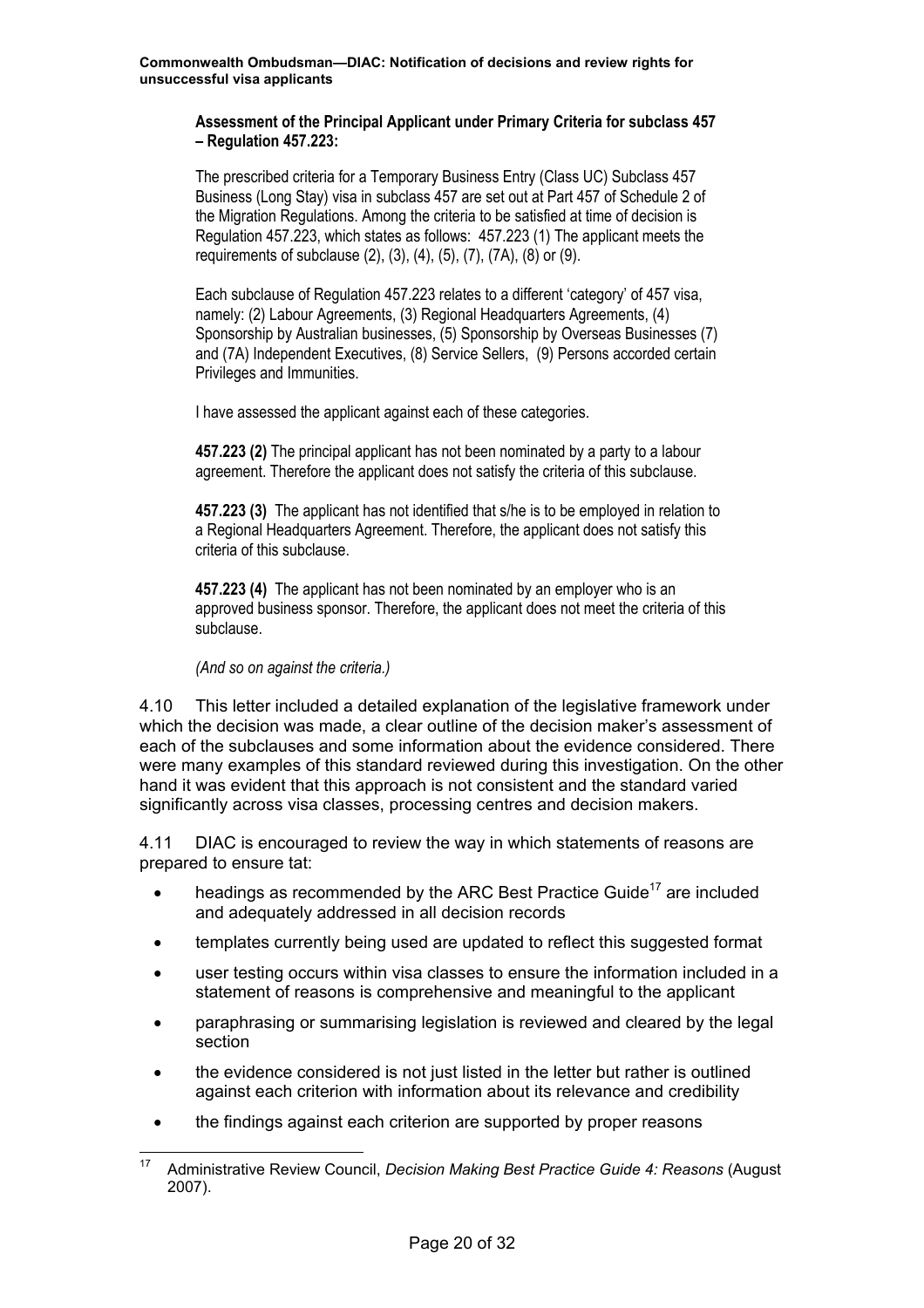**Assessment of the Principal Applicant under Primary Criteria for subclass 457 – Regulation 457.223:**

> The prescribed criteria for a Temporary Business Entry (Class UC) Subclass 457 Business (Long Stay) visa in subclass 457 are set out at Part 457 of Schedule 2 of the Migration Regulations. Among the criteria to be satisfied at time of decision is Regulation 457.223, which states as follows: 457.223 (1) The applicant meets the requirements of subclause (2), (3), (4), (5), (7), (7A), (8) or (9).
>
> Each subclause of Regulation 457.223 relates to a different 'category' of 457 visa, namely: (2) Labour Agreements, (3) Regional Headquarters Agreements, (4) Sponsorship by Australian businesses, (5) Sponsorship by Overseas Businesses (7) and (7A) Independent Executives, (8) Service Sellers, (9) Persons accorded certain Privileges and Immunities.
>
> I have assessed the applicant against each of these categories.
>
> **457.223 (2)** The principal applicant has not been nominated by a party to a labour agreement. Therefore the applicant does not satisfy the criteria of this subclause.
>
> **457.223 (3)** The applicant has not identified that s/he is to be employed in relation to a Regional Headquarters Agreement. Therefore, the applicant does not satisfy this criteria of this subclause.
>
> **457.223 (4)** The applicant has not been nominated by an employer who is an approved business sponsor. Therefore, the applicant does not meet the criteria of this subclause.
>
> *(And so on against the criteria.)*

4.10 This letter included a detailed explanation of the legislative framework under which the decision was made, a clear outline of the decision maker's assessment of each of the subclauses and some information about the evidence considered. There were many examples of this standard reviewed during this investigation. On the other hand it was evident that this approach is not consistent and the standard varied significantly across visa classes, processing centres and decision makers.

4.11 DIAC is encouraged to review the way in which statements of reasons are prepared to ensure tat:

- headings as recommended by the ARC Best Practice Guide[17] are included and adequately addressed in all decision records
- templates currently being used are updated to reflect this suggested format
- user testing occurs within visa classes to ensure the information included in a statement of reasons is comprehensive and meaningful to the applicant
- paraphrasing or summarising legislation is reviewed and cleared by the legal section
- the evidence considered is not just listed in the letter but rather is outlined against each criterion with information about its relevance and credibility
- the findings against each criterion are supported by proper reasons

[17] Administrative Review Council, *Decision Making Best Practice Guide 4: Reasons* (August 2007).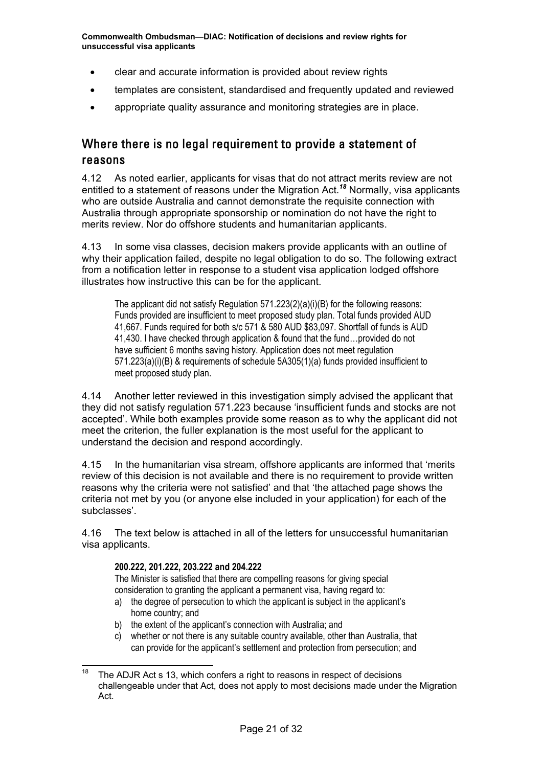- clear and accurate information is provided about review rights
- templates are consistent, standardised and frequently updated and reviewed
- appropriate quality assurance and monitoring strategies are in place.

## Where there is no legal requirement to provide a statement of reasons

4.12 As noted earlier, applicants for visas that do not attract merits review are not entitled to a statement of reasons under the Migration Act.[18] Normally, visa applicants who are outside Australia and cannot demonstrate the requisite connection with Australia through appropriate sponsorship or nomination do not have the right to merits review. Nor do offshore students and humanitarian applicants.

4.13 In some visa classes, decision makers provide applicants with an outline of why their application failed, despite no legal obligation to do so. The following extract from a notification letter in response to a student visa application lodged offshore illustrates how instructive this can be for the applicant.

> The applicant did not satisfy Regulation 571.223(2)(a)(i)(B) for the following reasons: Funds provided are insufficient to meet proposed study plan. Total funds provided AUD 41,667. Funds required for both s/c 571 & 580 AUD $83,097. Shortfall of funds is AUD 41,430. I have checked through application & found that the fund…provided do not have sufficient 6 months saving history. Application does not meet regulation 571.223(a)(i)(B) & requirements of schedule 5A305(1)(a) funds provided insufficient to meet proposed study plan.

4.14 Another letter reviewed in this investigation simply advised the applicant that they did not satisfy regulation 571.223 because 'insufficient funds and stocks are not accepted'. While both examples provide some reason as to why the applicant did not meet the criterion, the fuller explanation is the most useful for the applicant to understand the decision and respond accordingly.

4.15 In the humanitarian visa stream, offshore applicants are informed that 'merits review of this decision is not available and there is no requirement to provide written reasons why the criteria were not satisfied' and that 'the attached page shows the criteria not met by you (or anyone else included in your application) for each of the subclasses'.

4.16 The text below is attached in all of the letters for unsuccessful humanitarian visa applicants.

> **200.222, 201.222, 203.222 and 204.222**
>
> The Minister is satisfied that there are compelling reasons for giving special consideration to granting the applicant a permanent visa, having regard to:
>
> a) the degree of persecution to which the applicant is subject in the applicant's home country; and
> b) the extent of the applicant's connection with Australia; and
> c) whether or not there is any suitable country available, other than Australia, that can provide for the applicant's settlement and protection from persecution; and

---

[18] The ADJR Act s 13, which confers a right to reasons in respect of decisions challengeable under that Act, does not apply to most decisions made under the Migration Act.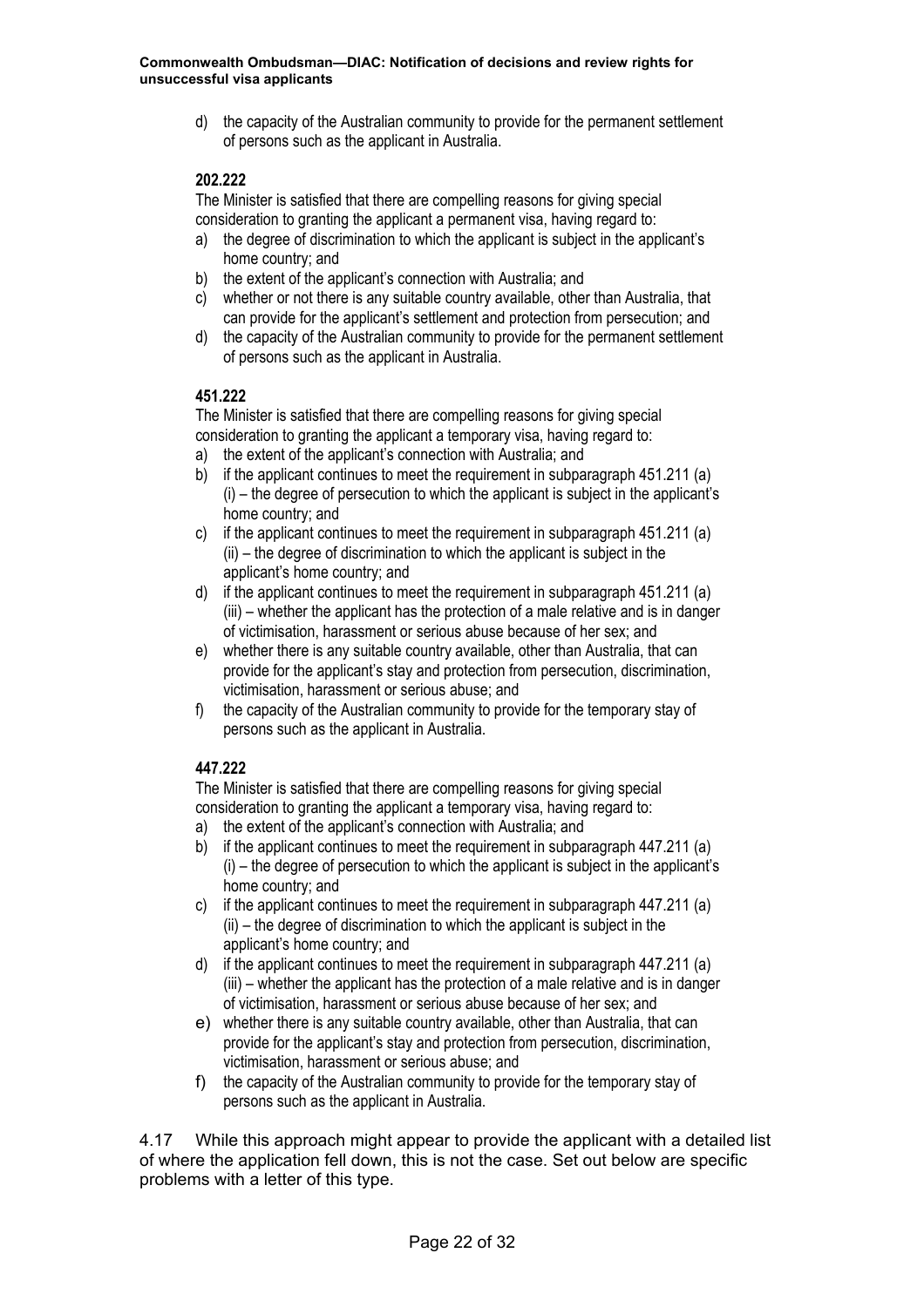d) the capacity of the Australian community to provide for the permanent settlement of persons such as the applicant in Australia.

**202.222**

The Minister is satisfied that there are compelling reasons for giving special consideration to granting the applicant a permanent visa, having regard to:

a) the degree of discrimination to which the applicant is subject in the applicant's home country; and
b) the extent of the applicant's connection with Australia; and
c) whether or not there is any suitable country available, other than Australia, that can provide for the applicant's settlement and protection from persecution; and
d) the capacity of the Australian community to provide for the permanent settlement of persons such as the applicant in Australia.

**451.222**

The Minister is satisfied that there are compelling reasons for giving special consideration to granting the applicant a temporary visa, having regard to:

a) the extent of the applicant's connection with Australia; and
b) if the applicant continues to meet the requirement in subparagraph 451.211 (a) (i) – the degree of persecution to which the applicant is subject in the applicant's home country; and
c) if the applicant continues to meet the requirement in subparagraph 451.211 (a) (ii) – the degree of discrimination to which the applicant is subject in the applicant's home country; and
d) if the applicant continues to meet the requirement in subparagraph 451.211 (a) (iii) – whether the applicant has the protection of a male relative and is in danger of victimisation, harassment or serious abuse because of her sex; and
e) whether there is any suitable country available, other than Australia, that can provide for the applicant's stay and protection from persecution, discrimination, victimisation, harassment or serious abuse; and
f) the capacity of the Australian community to provide for the temporary stay of persons such as the applicant in Australia.

**447.222**

The Minister is satisfied that there are compelling reasons for giving special consideration to granting the applicant a temporary visa, having regard to:

a) the extent of the applicant's connection with Australia; and
b) if the applicant continues to meet the requirement in subparagraph 447.211 (a) (i) – the degree of persecution to which the applicant is subject in the applicant's home country; and
c) if the applicant continues to meet the requirement in subparagraph 447.211 (a) (ii) – the degree of discrimination to which the applicant is subject in the applicant's home country; and
d) if the applicant continues to meet the requirement in subparagraph 447.211 (a) (iii) – whether the applicant has the protection of a male relative and is in danger of victimisation, harassment or serious abuse because of her sex; and
e) whether there is any suitable country available, other than Australia, that can provide for the applicant's stay and protection from persecution, discrimination, victimisation, harassment or serious abuse; and
f) the capacity of the Australian community to provide for the temporary stay of persons such as the applicant in Australia.

4.17 While this approach might appear to provide the applicant with a detailed list of where the application fell down, this is not the case. Set out below are specific problems with a letter of this type.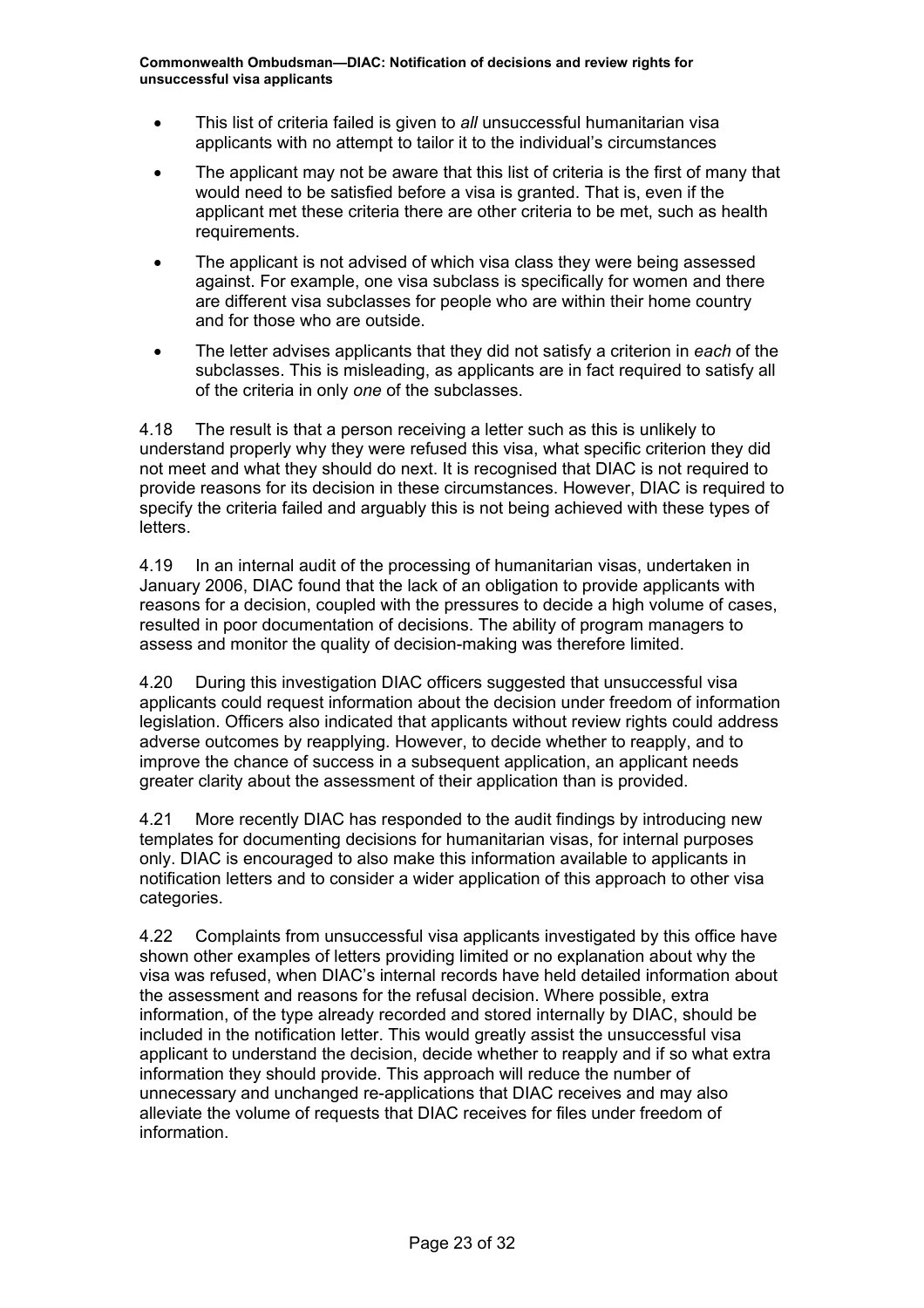- This list of criteria failed is given to *all* unsuccessful humanitarian visa applicants with no attempt to tailor it to the individual's circumstances
- The applicant may not be aware that this list of criteria is the first of many that would need to be satisfied before a visa is granted. That is, even if the applicant met these criteria there are other criteria to be met, such as health requirements.
- The applicant is not advised of which visa class they were being assessed against. For example, one visa subclass is specifically for women and there are different visa subclasses for people who are within their home country and for those who are outside.
- The letter advises applicants that they did not satisfy a criterion in *each* of the subclasses. This is misleading, as applicants are in fact required to satisfy all of the criteria in only *one* of the subclasses.

4.18 The result is that a person receiving a letter such as this is unlikely to understand properly why they were refused this visa, what specific criterion they did not meet and what they should do next. It is recognised that DIAC is not required to provide reasons for its decision in these circumstances. However, DIAC is required to specify the criteria failed and arguably this is not being achieved with these types of letters.

4.19 In an internal audit of the processing of humanitarian visas, undertaken in January 2006, DIAC found that the lack of an obligation to provide applicants with reasons for a decision, coupled with the pressures to decide a high volume of cases, resulted in poor documentation of decisions. The ability of program managers to assess and monitor the quality of decision-making was therefore limited.

4.20 During this investigation DIAC officers suggested that unsuccessful visa applicants could request information about the decision under freedom of information legislation. Officers also indicated that applicants without review rights could address adverse outcomes by reapplying. However, to decide whether to reapply, and to improve the chance of success in a subsequent application, an applicant needs greater clarity about the assessment of their application than is provided.

4.21 More recently DIAC has responded to the audit findings by introducing new templates for documenting decisions for humanitarian visas, for internal purposes only. DIAC is encouraged to also make this information available to applicants in notification letters and to consider a wider application of this approach to other visa categories.

4.22 Complaints from unsuccessful visa applicants investigated by this office have shown other examples of letters providing limited or no explanation about why the visa was refused, when DIAC's internal records have held detailed information about the assessment and reasons for the refusal decision. Where possible, extra information, of the type already recorded and stored internally by DIAC, should be included in the notification letter. This would greatly assist the unsuccessful visa applicant to understand the decision, decide whether to reapply and if so what extra information they should provide. This approach will reduce the number of unnecessary and unchanged re-applications that DIAC receives and may also alleviate the volume of requests that DIAC receives for files under freedom of information.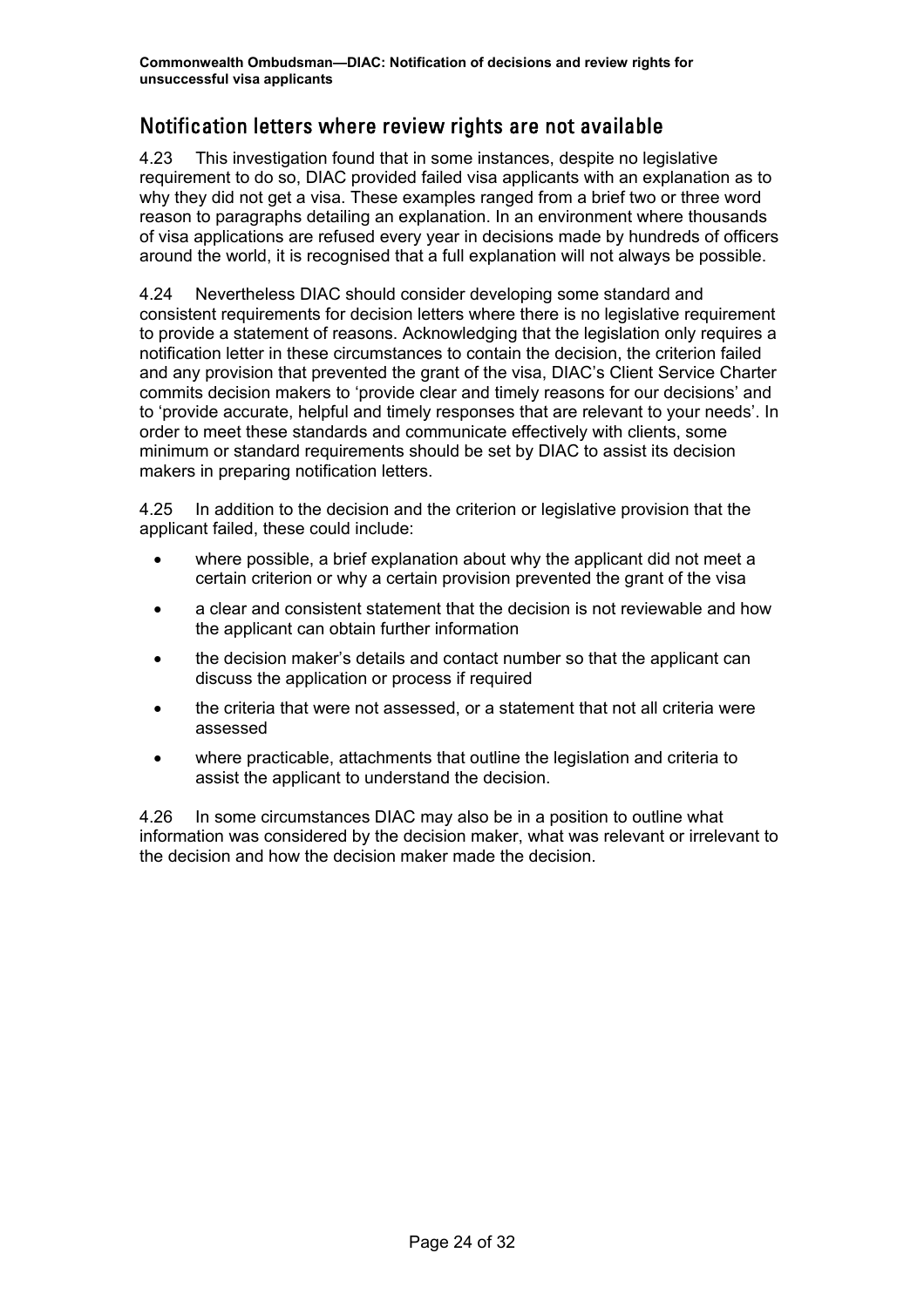## Notification letters where review rights are not available

4.23 This investigation found that in some instances, despite no legislative requirement to do so, DIAC provided failed visa applicants with an explanation as to why they did not get a visa. These examples ranged from a brief two or three word reason to paragraphs detailing an explanation. In an environment where thousands of visa applications are refused every year in decisions made by hundreds of officers around the world, it is recognised that a full explanation will not always be possible.

4.24 Nevertheless DIAC should consider developing some standard and consistent requirements for decision letters where there is no legislative requirement to provide a statement of reasons. Acknowledging that the legislation only requires a notification letter in these circumstances to contain the decision, the criterion failed and any provision that prevented the grant of the visa, DIAC's Client Service Charter commits decision makers to 'provide clear and timely reasons for our decisions' and to 'provide accurate, helpful and timely responses that are relevant to your needs'. In order to meet these standards and communicate effectively with clients, some minimum or standard requirements should be set by DIAC to assist its decision makers in preparing notification letters.

4.25 In addition to the decision and the criterion or legislative provision that the applicant failed, these could include:

- where possible, a brief explanation about why the applicant did not meet a certain criterion or why a certain provision prevented the grant of the visa
- a clear and consistent statement that the decision is not reviewable and how the applicant can obtain further information
- the decision maker's details and contact number so that the applicant can discuss the application or process if required
- the criteria that were not assessed, or a statement that not all criteria were assessed
- where practicable, attachments that outline the legislation and criteria to assist the applicant to understand the decision.

4.26 In some circumstances DIAC may also be in a position to outline what information was considered by the decision maker, what was relevant or irrelevant to the decision and how the decision maker made the decision.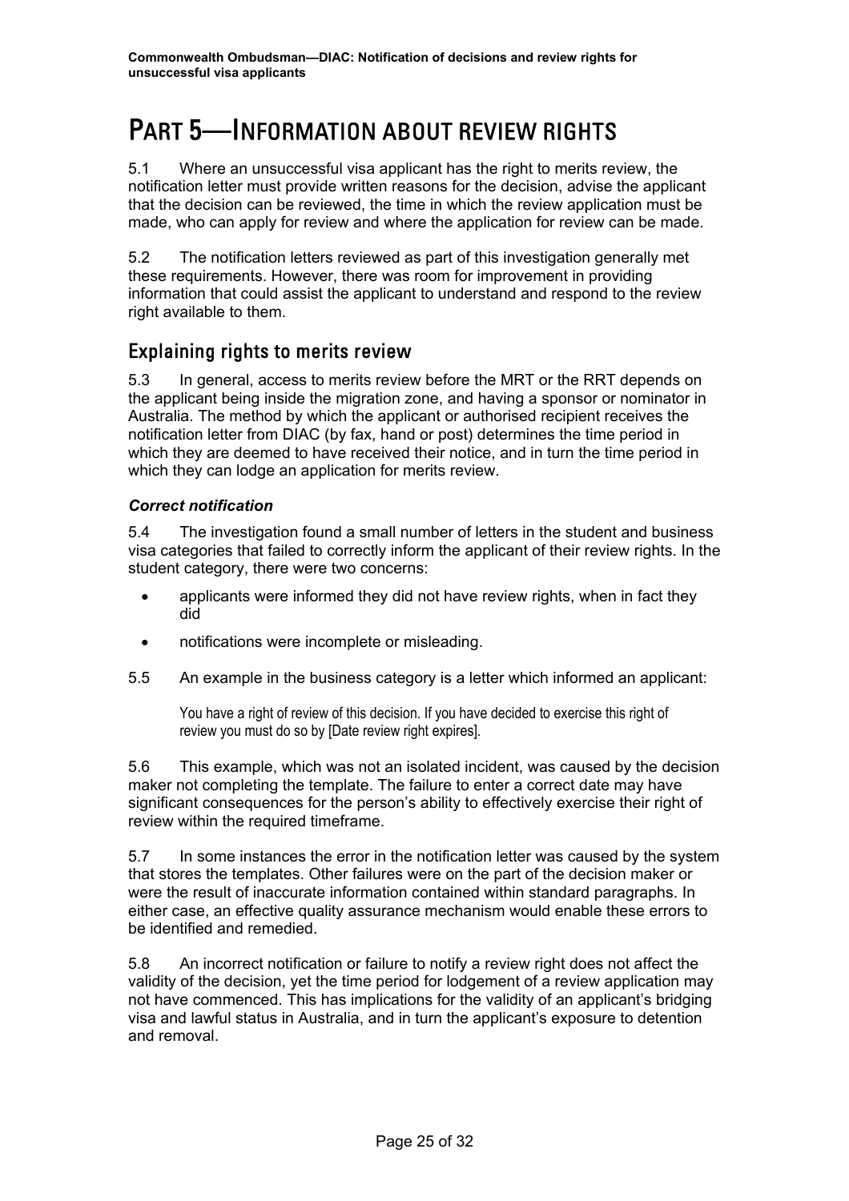# PART 5—INFORMATION ABOUT REVIEW RIGHTS

5.1 Where an unsuccessful visa applicant has the right to merits review, the notification letter must provide written reasons for the decision, advise the applicant that the decision can be reviewed, the time in which the review application must be made, who can apply for review and where the application for review can be made.

5.2 The notification letters reviewed as part of this investigation generally met these requirements. However, there was room for improvement in providing information that could assist the applicant to understand and respond to the review right available to them.

## Explaining rights to merits review

5.3 In general, access to merits review before the MRT or the RRT depends on the applicant being inside the migration zone, and having a sponsor or nominator in Australia. The method by which the applicant or authorised recipient receives the notification letter from DIAC (by fax, hand or post) determines the time period in which they are deemed to have received their notice, and in turn the time period in which they can lodge an application for merits review.

### *Correct notification*

5.4 The investigation found a small number of letters in the student and business visa categories that failed to correctly inform the applicant of their review rights. In the student category, there were two concerns:

- applicants were informed they did not have review rights, when in fact they did
- notifications were incomplete or misleading.

5.5 An example in the business category is a letter which informed an applicant:

> You have a right of review of this decision. If you have decided to exercise this right of review you must do so by [Date review right expires].

5.6 This example, which was not an isolated incident, was caused by the decision maker not completing the template. The failure to enter a correct date may have significant consequences for the person's ability to effectively exercise their right of review within the required timeframe.

5.7 In some instances the error in the notification letter was caused by the system that stores the templates. Other failures were on the part of the decision maker or were the result of inaccurate information contained within standard paragraphs. In either case, an effective quality assurance mechanism would enable these errors to be identified and remedied.

5.8 An incorrect notification or failure to notify a review right does not affect the validity of the decision, yet the time period for lodgement of a review application may not have commenced. This has implications for the validity of an applicant's bridging visa and lawful status in Australia, and in turn the applicant's exposure to detention and removal.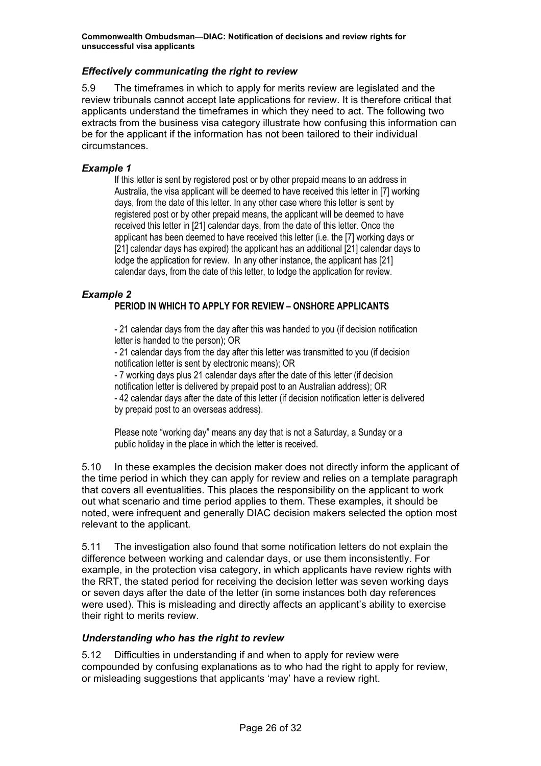### *Effectively communicating the right to review*

5.9 The timeframes in which to apply for merits review are legislated and the review tribunals cannot accept late applications for review. It is therefore critical that applicants understand the timeframes in which they need to act. The following two extracts from the business visa category illustrate how confusing this information can be for the applicant if the information has not been tailored to their individual circumstances.

### *Example 1*

> If this letter is sent by registered post or by other prepaid means to an address in Australia, the visa applicant will be deemed to have received this letter in [7] working days, from the date of this letter. In any other case where this letter is sent by registered post or by other prepaid means, the applicant will be deemed to have received this letter in [21] calendar days, from the date of this letter. Once the applicant has been deemed to have received this letter (i.e. the [7] working days or [21] calendar days has expired) the applicant has an additional [21] calendar days to lodge the application for review. In any other instance, the applicant has [21] calendar days, from the date of this letter, to lodge the application for review.

### *Example 2*

> **PERIOD IN WHICH TO APPLY FOR REVIEW – ONSHORE APPLICANTS**
>
> - 21 calendar days from the day after this was handed to you (if decision notification letter is handed to the person); OR
> - 21 calendar days from the day after this letter was transmitted to you (if decision notification letter is sent by electronic means); OR
> - 7 working days plus 21 calendar days after the date of this letter (if decision notification letter is delivered by prepaid post to an Australian address); OR
> - 42 calendar days after the date of this letter (if decision notification letter is delivered by prepaid post to an overseas address).
>
> Please note "working day" means any day that is not a Saturday, a Sunday or a public holiday in the place in which the letter is received.

5.10 In these examples the decision maker does not directly inform the applicant of the time period in which they can apply for review and relies on a template paragraph that covers all eventualities. This places the responsibility on the applicant to work out what scenario and time period applies to them. These examples, it should be noted, were infrequent and generally DIAC decision makers selected the option most relevant to the applicant.

5.11 The investigation also found that some notification letters do not explain the difference between working and calendar days, or use them inconsistently. For example, in the protection visa category, in which applicants have review rights with the RRT, the stated period for receiving the decision letter was seven working days or seven days after the date of the letter (in some instances both day references were used). This is misleading and directly affects an applicant's ability to exercise their right to merits review.

### *Understanding who has the right to review*

5.12 Difficulties in understanding if and when to apply for review were compounded by confusing explanations as to who had the right to apply for review, or misleading suggestions that applicants 'may' have a review right.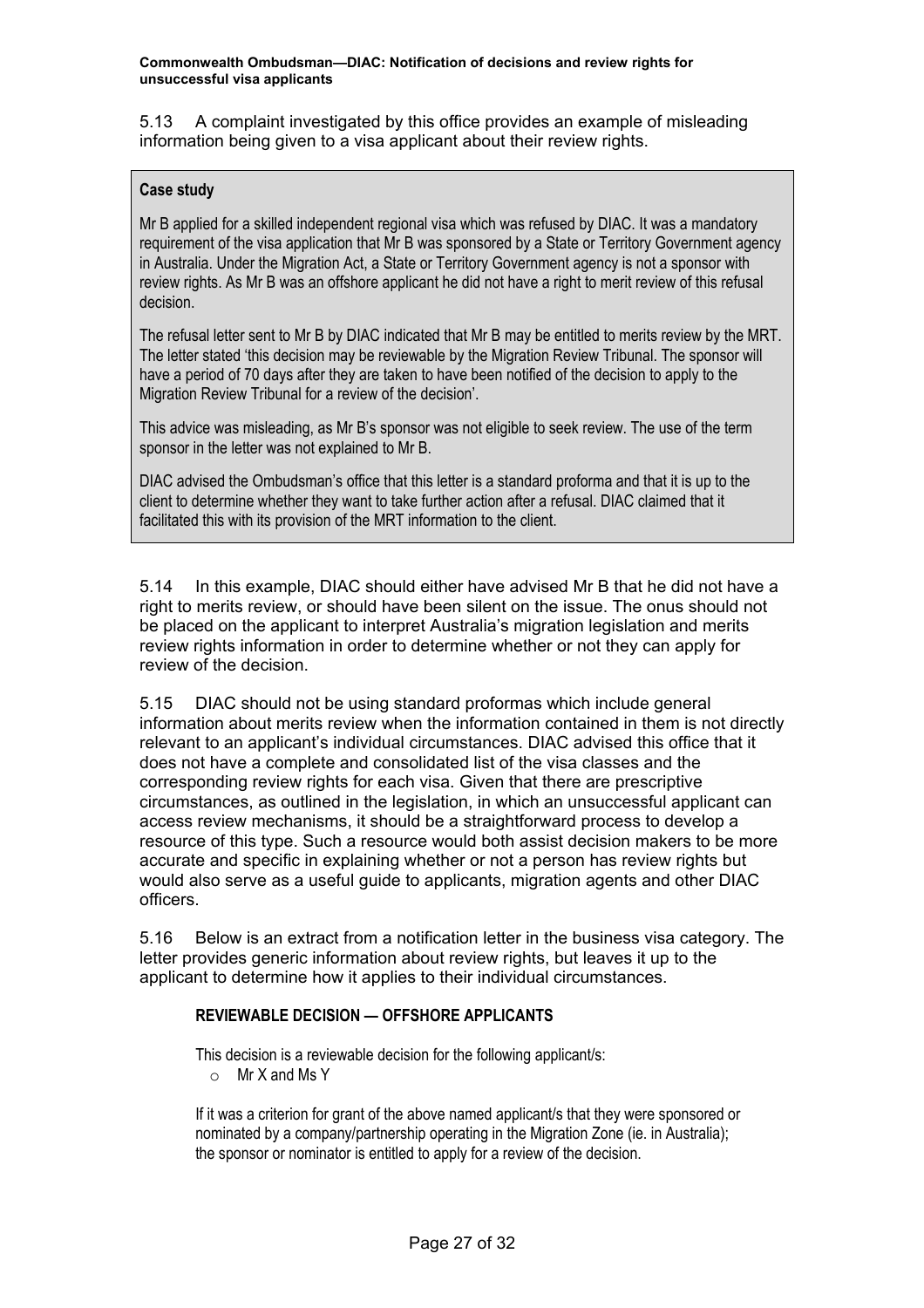5.13 A complaint investigated by this office provides an example of misleading information being given to a visa applicant about their review rights.

> **Case study**
>
> Mr B applied for a skilled independent regional visa which was refused by DIAC. It was a mandatory requirement of the visa application that Mr B was sponsored by a State or Territory Government agency in Australia. Under the Migration Act, a State or Territory Government agency is not a sponsor with review rights. As Mr B was an offshore applicant he did not have a right to merit review of this refusal decision.
>
> The refusal letter sent to Mr B by DIAC indicated that Mr B may be entitled to merits review by the MRT. The letter stated 'this decision may be reviewable by the Migration Review Tribunal. The sponsor will have a period of 70 days after they are taken to have been notified of the decision to apply to the Migration Review Tribunal for a review of the decision'.
>
> This advice was misleading, as Mr B's sponsor was not eligible to seek review. The use of the term sponsor in the letter was not explained to Mr B.
>
> DIAC advised the Ombudsman's office that this letter is a standard proforma and that it is up to the client to determine whether they want to take further action after a refusal. DIAC claimed that it facilitated this with its provision of the MRT information to the client.

5.14 In this example, DIAC should either have advised Mr B that he did not have a right to merits review, or should have been silent on the issue. The onus should not be placed on the applicant to interpret Australia's migration legislation and merits review rights information in order to determine whether or not they can apply for review of the decision.

5.15 DIAC should not be using standard proformas which include general information about merits review when the information contained in them is not directly relevant to an applicant's individual circumstances. DIAC advised this office that it does not have a complete and consolidated list of the visa classes and the corresponding review rights for each visa. Given that there are prescriptive circumstances, as outlined in the legislation, in which an unsuccessful applicant can access review mechanisms, it should be a straightforward process to develop a resource of this type. Such a resource would both assist decision makers to be more accurate and specific in explaining whether or not a person has review rights but would also serve as a useful guide to applicants, migration agents and other DIAC officers.

5.16 Below is an extract from a notification letter in the business visa category. The letter provides generic information about review rights, but leaves it up to the applicant to determine how it applies to their individual circumstances.

> **REVIEWABLE DECISION — OFFSHORE APPLICANTS**
>
> This decision is a reviewable decision for the following applicant/s:
>
> - Mr X and Ms Y
>
> If it was a criterion for grant of the above named applicant/s that they were sponsored or nominated by a company/partnership operating in the Migration Zone (ie. in Australia); the sponsor or nominator is entitled to apply for a review of the decision.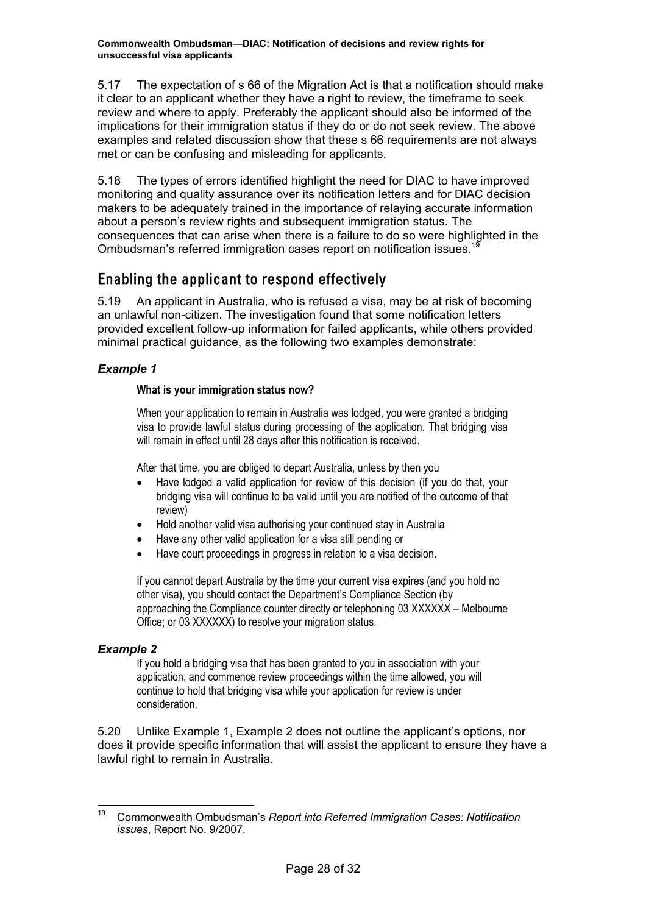5.17 The expectation of s 66 of the Migration Act is that a notification should make it clear to an applicant whether they have a right to review, the timeframe to seek review and where to apply. Preferably the applicant should also be informed of the implications for their immigration status if they do or do not seek review. The above examples and related discussion show that these s 66 requirements are not always met or can be confusing and misleading for applicants.

5.18 The types of errors identified highlight the need for DIAC to have improved monitoring and quality assurance over its notification letters and for DIAC decision makers to be adequately trained in the importance of relaying accurate information about a person's review rights and subsequent immigration status. The consequences that can arise when there is a failure to do so were highlighted in the Ombudsman's referred immigration cases report on notification issues.[19]

## Enabling the applicant to respond effectively

5.19 An applicant in Australia, who is refused a visa, may be at risk of becoming an unlawful non-citizen. The investigation found that some notification letters provided excellent follow-up information for failed applicants, while others provided minimal practical guidance, as the following two examples demonstrate:

### *Example 1*

> **What is your immigration status now?**
>
> When your application to remain in Australia was lodged, you were granted a bridging visa to provide lawful status during processing of the application. That bridging visa will remain in effect until 28 days after this notification is received.
>
> After that time, you are obliged to depart Australia, unless by then you
>
> - Have lodged a valid application for review of this decision (if you do that, your bridging visa will continue to be valid until you are notified of the outcome of that review)
> - Hold another valid visa authorising your continued stay in Australia
> - Have any other valid application for a visa still pending or
> - Have court proceedings in progress in relation to a visa decision.
>
> If you cannot depart Australia by the time your current visa expires (and you hold no other visa), you should contact the Department's Compliance Section (by approaching the Compliance counter directly or telephoning 03 XXXXXX – Melbourne Office; or 03 XXXXXX) to resolve your migration status.

### *Example 2*

> If you hold a bridging visa that has been granted to you in association with your application, and commence review proceedings within the time allowed, you will continue to hold that bridging visa while your application for review is under consideration.

5.20 Unlike Example 1, Example 2 does not outline the applicant's options, nor does it provide specific information that will assist the applicant to ensure they have a lawful right to remain in Australia.

---

[19] Commonwealth Ombudsman's *Report into Referred Immigration Cases: Notification issues*, Report No. 9/2007.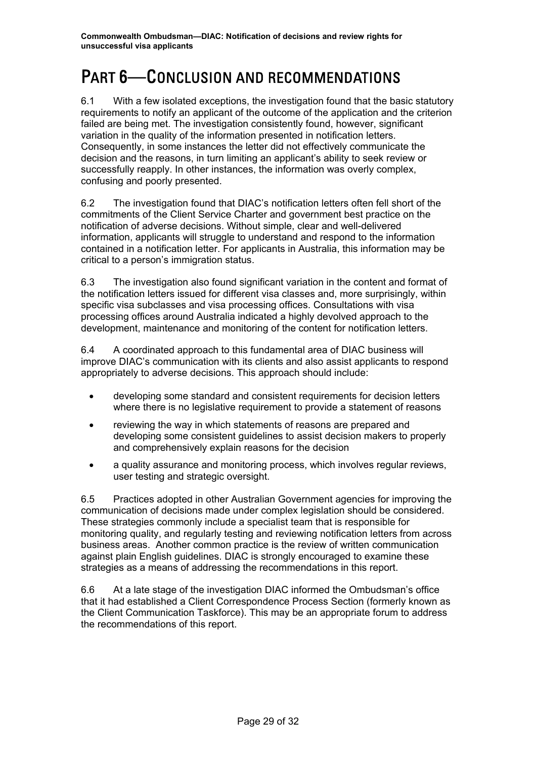# PART 6—CONCLUSION AND RECOMMENDATIONS

6.1 With a few isolated exceptions, the investigation found that the basic statutory requirements to notify an applicant of the outcome of the application and the criterion failed are being met. The investigation consistently found, however, significant variation in the quality of the information presented in notification letters. Consequently, in some instances the letter did not effectively communicate the decision and the reasons, in turn limiting an applicant's ability to seek review or successfully reapply. In other instances, the information was overly complex, confusing and poorly presented.

6.2 The investigation found that DIAC's notification letters often fell short of the commitments of the Client Service Charter and government best practice on the notification of adverse decisions. Without simple, clear and well-delivered information, applicants will struggle to understand and respond to the information contained in a notification letter. For applicants in Australia, this information may be critical to a person's immigration status.

6.3 The investigation also found significant variation in the content and format of the notification letters issued for different visa classes and, more surprisingly, within specific visa subclasses and visa processing offices. Consultations with visa processing offices around Australia indicated a highly devolved approach to the development, maintenance and monitoring of the content for notification letters.

6.4 A coordinated approach to this fundamental area of DIAC business will improve DIAC's communication with its clients and also assist applicants to respond appropriately to adverse decisions. This approach should include:

- developing some standard and consistent requirements for decision letters where there is no legislative requirement to provide a statement of reasons
- reviewing the way in which statements of reasons are prepared and developing some consistent guidelines to assist decision makers to properly and comprehensively explain reasons for the decision
- a quality assurance and monitoring process, which involves regular reviews, user testing and strategic oversight.

6.5 Practices adopted in other Australian Government agencies for improving the communication of decisions made under complex legislation should be considered. These strategies commonly include a specialist team that is responsible for monitoring quality, and regularly testing and reviewing notification letters from across business areas. Another common practice is the review of written communication against plain English guidelines. DIAC is strongly encouraged to examine these strategies as a means of addressing the recommendations in this report.

6.6 At a late stage of the investigation DIAC informed the Ombudsman's office that it had established a Client Correspondence Process Section (formerly known as the Client Communication Taskforce). This may be an appropriate forum to address the recommendations of this report.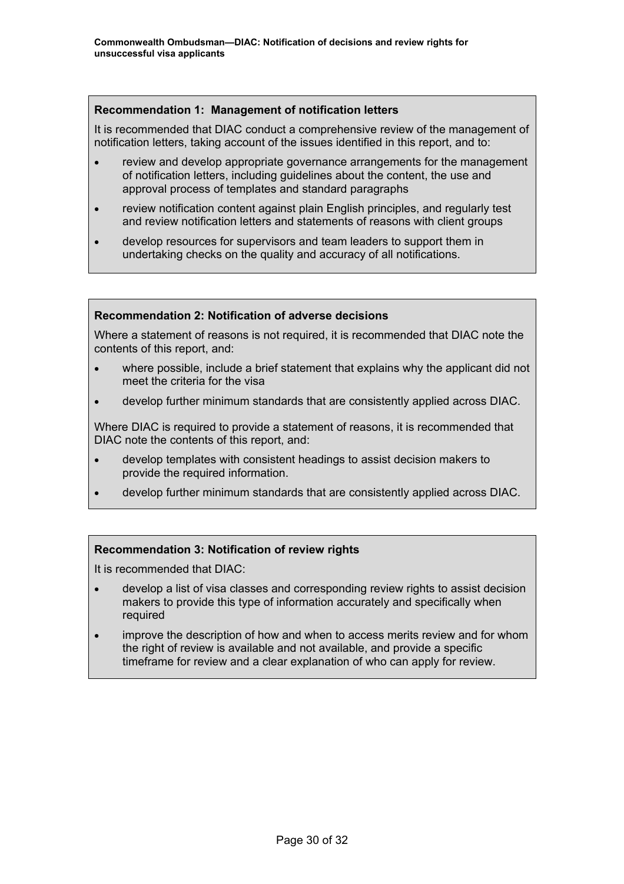**Recommendation 1: Management of notification letters**

It is recommended that DIAC conduct a comprehensive review of the management of notification letters, taking account of the issues identified in this report, and to:

- review and develop appropriate governance arrangements for the management of notification letters, including guidelines about the content, the use and approval process of templates and standard paragraphs
- review notification content against plain English principles, and regularly test and review notification letters and statements of reasons with client groups
- develop resources for supervisors and team leaders to support them in undertaking checks on the quality and accuracy of all notifications.

**Recommendation 2: Notification of adverse decisions**

Where a statement of reasons is not required, it is recommended that DIAC note the contents of this report, and:

- where possible, include a brief statement that explains why the applicant did not meet the criteria for the visa
- develop further minimum standards that are consistently applied across DIAC.

Where DIAC is required to provide a statement of reasons, it is recommended that DIAC note the contents of this report, and:

- develop templates with consistent headings to assist decision makers to provide the required information.
- develop further minimum standards that are consistently applied across DIAC.

**Recommendation 3: Notification of review rights**

It is recommended that DIAC:

- develop a list of visa classes and corresponding review rights to assist decision makers to provide this type of information accurately and specifically when required
- improve the description of how and when to access merits review and for whom the right of review is available and not available, and provide a specific timeframe for review and a clear explanation of who can apply for review.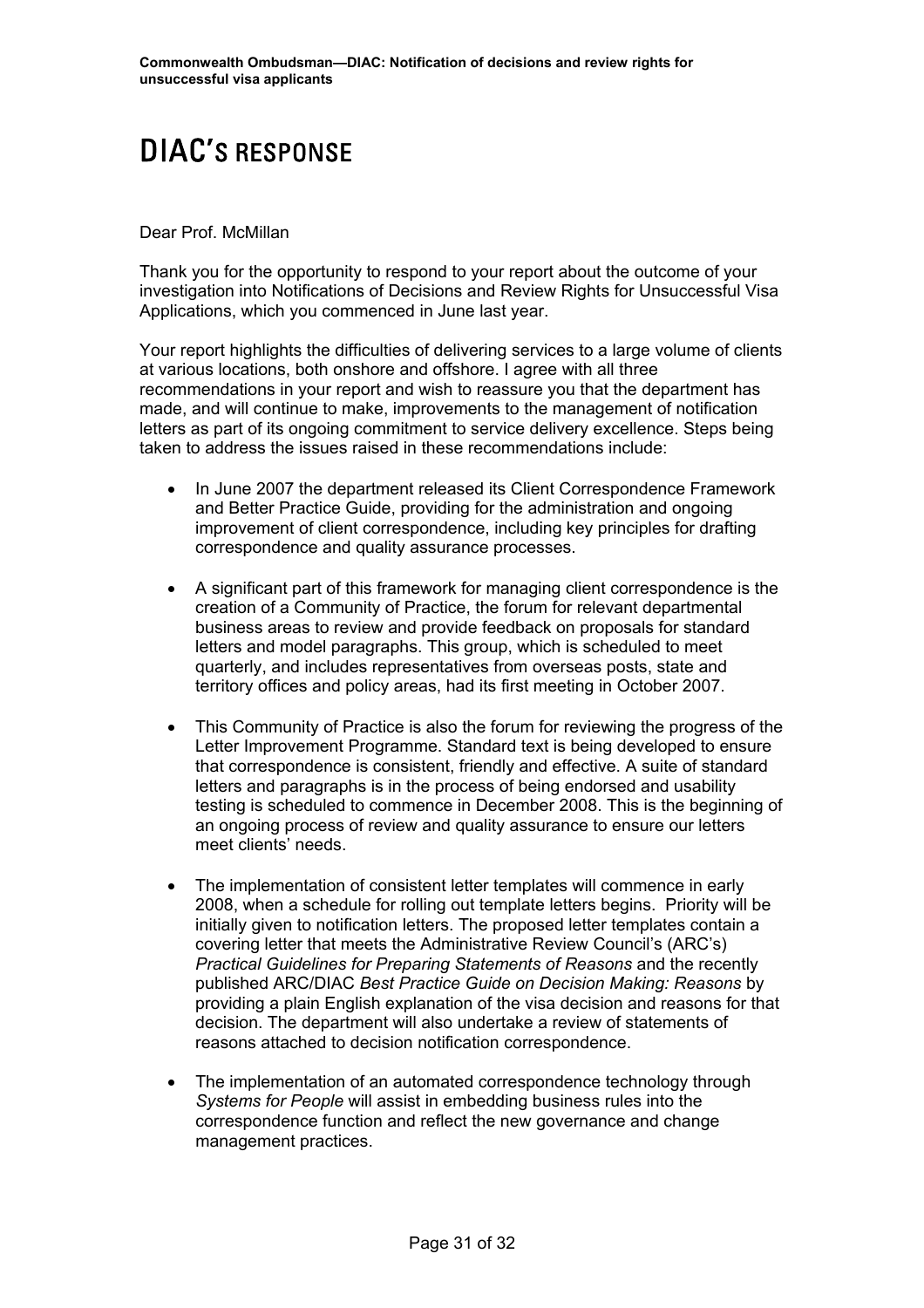# DIAC'S RESPONSE

Dear Prof. McMillan

Thank you for the opportunity to respond to your report about the outcome of your investigation into Notifications of Decisions and Review Rights for Unsuccessful Visa Applications, which you commenced in June last year.

Your report highlights the difficulties of delivering services to a large volume of clients at various locations, both onshore and offshore. I agree with all three recommendations in your report and wish to reassure you that the department has made, and will continue to make, improvements to the management of notification letters as part of its ongoing commitment to service delivery excellence. Steps being taken to address the issues raised in these recommendations include:

- In June 2007 the department released its Client Correspondence Framework and Better Practice Guide, providing for the administration and ongoing improvement of client correspondence, including key principles for drafting correspondence and quality assurance processes.
- A significant part of this framework for managing client correspondence is the creation of a Community of Practice, the forum for relevant departmental business areas to review and provide feedback on proposals for standard letters and model paragraphs. This group, which is scheduled to meet quarterly, and includes representatives from overseas posts, state and territory offices and policy areas, had its first meeting in October 2007.
- This Community of Practice is also the forum for reviewing the progress of the Letter Improvement Programme. Standard text is being developed to ensure that correspondence is consistent, friendly and effective. A suite of standard letters and paragraphs is in the process of being endorsed and usability testing is scheduled to commence in December 2008. This is the beginning of an ongoing process of review and quality assurance to ensure our letters meet clients' needs.
- The implementation of consistent letter templates will commence in early 2008, when a schedule for rolling out template letters begins. Priority will be initially given to notification letters. The proposed letter templates contain a covering letter that meets the Administrative Review Council's (ARC's) *Practical Guidelines for Preparing Statements of Reasons* and the recently published ARC/DIAC *Best Practice Guide on Decision Making: Reasons* by providing a plain English explanation of the visa decision and reasons for that decision. The department will also undertake a review of statements of reasons attached to decision notification correspondence.
- The implementation of an automated correspondence technology through *Systems for People* will assist in embedding business rules into the correspondence function and reflect the new governance and change management practices.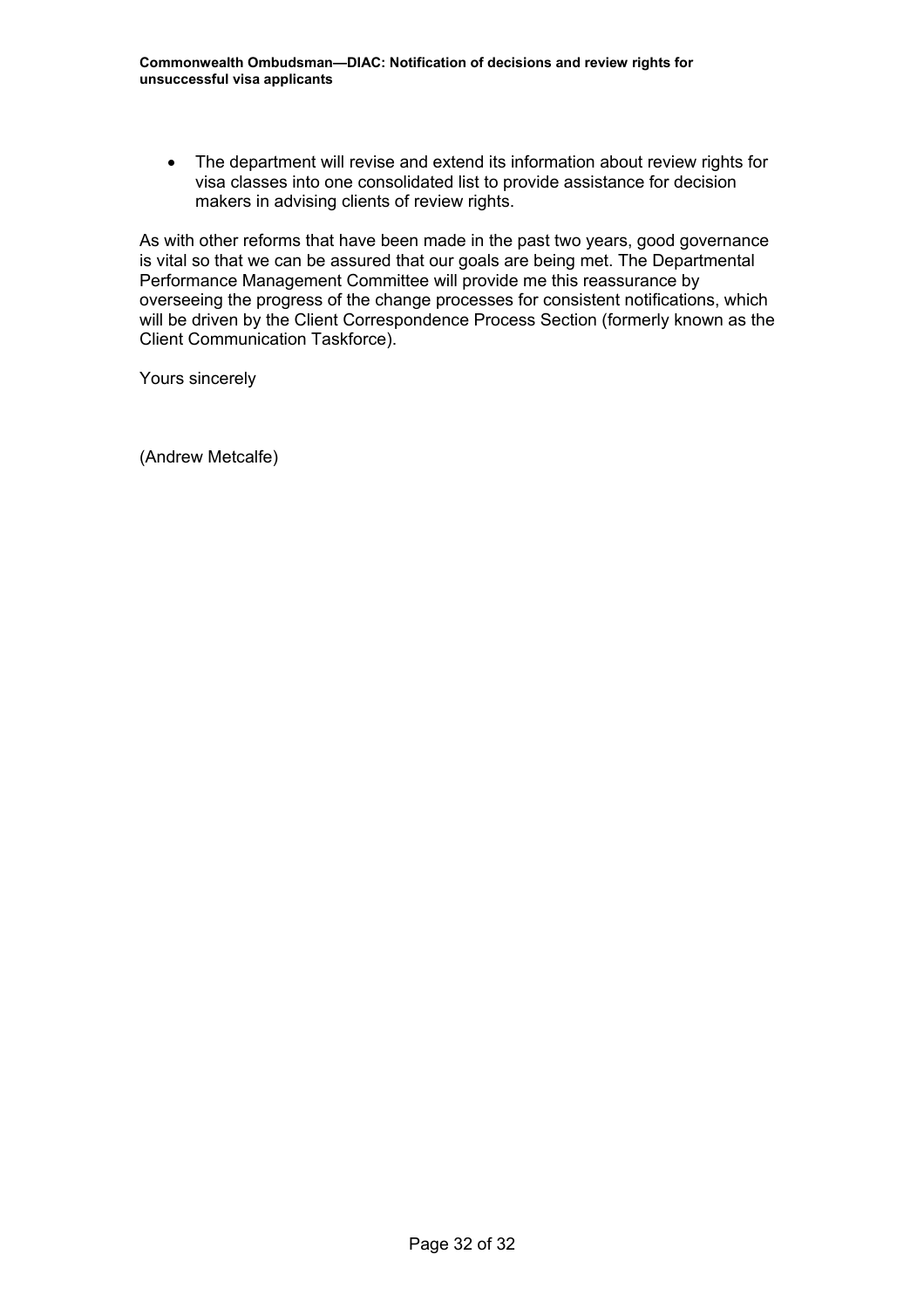- The department will revise and extend its information about review rights for visa classes into one consolidated list to provide assistance for decision makers in advising clients of review rights.

As with other reforms that have been made in the past two years, good governance is vital so that we can be assured that our goals are being met. The Departmental Performance Management Committee will provide me this reassurance by overseeing the progress of the change processes for consistent notifications, which will be driven by the Client Correspondence Process Section (formerly known as the Client Communication Taskforce).

Yours sincerely

(Andrew Metcalfe)